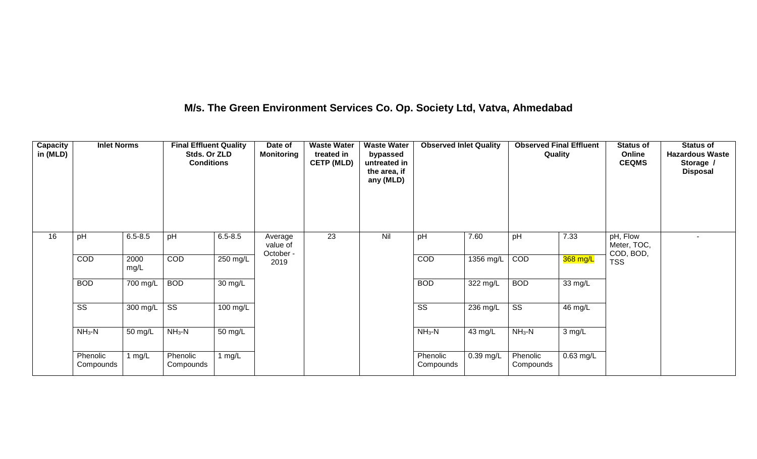### M/s. The Green Environment Services Co. Op. Society Ltd, Vatva, Ahmedabad

| Capacity in (MLD) | Inlet Norms | | Final Effluent Quality Stds. Or ZLD Conditions | | Date of Monitoring | Waste Water treated in CETP (MLD) | Waste Water bypassed untreated in the area, if any (MLD) | Observed Inlet Quality | | Observed Final Effluent Quality | | Status of Online CEQMS | Status of Hazardous Waste Storage / Disposal |
|---|---|---|---|---|---|---|---|---|---|---|---|---|---|
| 16 | pH | 6.5-8.5 | pH | 6.5-8.5 | Average value of October - 2019 | 23 | Nil | pH | 7.60 | pH | 7.33 | pH, Flow Meter, TOC, COD, BOD, TSS | - |
| | COD | 2000 mg/L | COD | 250 mg/L | | | | COD | 1356 mg/L | COD | 368 mg/L | | |
| | BOD | 700 mg/L | BOD | 30 mg/L | | | | BOD | 322 mg/L | BOD | 33 mg/L | | |
| | SS | 300 mg/L | SS | 100 mg/L | | | | SS | 236 mg/L | SS | 46 mg/L | | |
| | $NH_3$-N | 50 mg/L | $NH_3$-N | 50 mg/L | | | | $NH_3$-N | 43 mg/L | $NH_3$-N | 3 mg/L | | |
| | Phenolic Compounds | 1 mg/L | Phenolic Compounds | 1 mg/L | | | | Phenolic Compounds | 0.39 mg/L | Phenolic Compounds | 0.63 mg/L | | |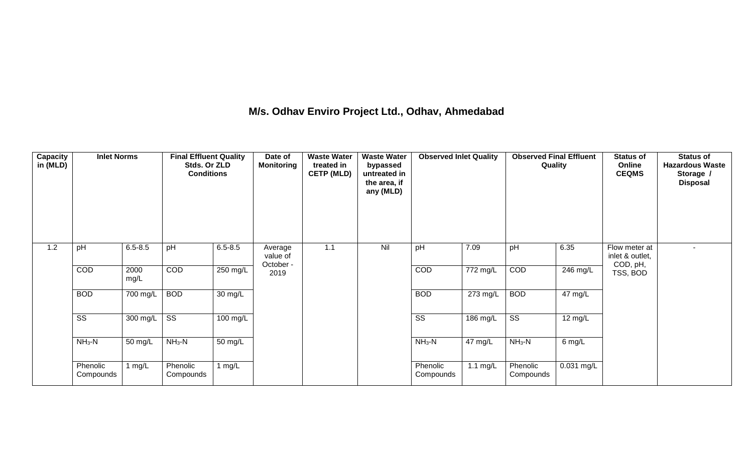# M/s. Odhav Enviro Project Ltd., Odhav, Ahmedabad

| Capacity in (MLD) | Inlet Norms | | Final Effluent Quality Stds. Or ZLD Conditions | | Date of Monitoring | Waste Water treated in CETP (MLD) | Waste Water bypassed untreated in the area, if any (MLD) | Observed Inlet Quality | | Observed Final Effluent Quality | | Status of Online CEQMS | Status of Hazardous Waste Storage / Disposal |
|---|---|---|---|---|---|---|---|---|---|---|---|---|---|
| 1.2 | pH | 6.5-8.5 | pH | 6.5-8.5 | Average value of October - 2019 | 1.1 | Nil | pH | 7.09 | pH | 6.35 | Flow meter at inlet & outlet, COD, pH, TSS, BOD | - |
| | COD | 2000 mg/L | COD | 250 mg/L | | | | COD | 772 mg/L | COD | 246 mg/L | | |
| | BOD | 700 mg/L | BOD | 30 mg/L | | | | BOD | 273 mg/L | BOD | 47 mg/L | | |
| | SS | 300 mg/L | SS | 100 mg/L | | | | SS | 186 mg/L | SS | 12 mg/L | | |
| | $NH_3$-N | 50 mg/L | $NH_3$-N | 50 mg/L | | | | $NH_3$-N | 47 mg/L | $NH_3$-N | 6 mg/L | | |
| | Phenolic Compounds | 1 mg/L | Phenolic Compounds | 1 mg/L | | | | Phenolic Compounds | 1.1 mg/L | Phenolic Compounds | 0.031 mg/L | | |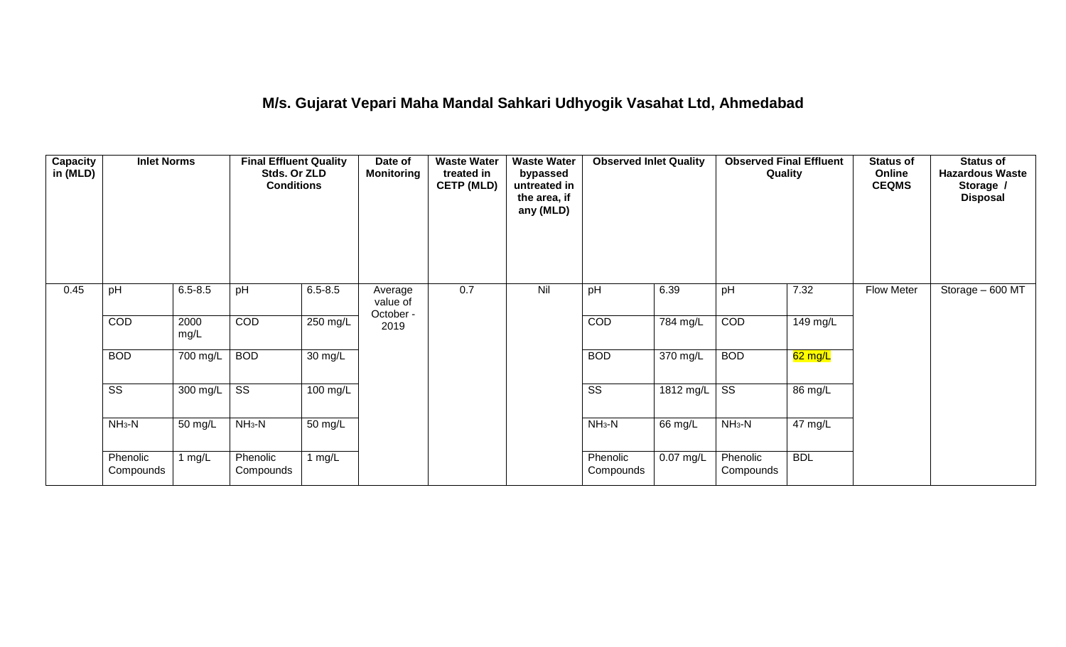# M/s. Gujarat Vepari Maha Mandal Sahkari Udhyogik Vasahat Ltd, Ahmedabad

| Capacity in (MLD) | Inlet Norms | | Final Effluent Quality Stds. Or ZLD Conditions | | Date of Monitoring | Waste Water treated in CETP (MLD) | Waste Water bypassed untreated in the area, if any (MLD) | Observed Inlet Quality | | Observed Final Effluent Quality | | Status of Online CEQMS | Status of Hazardous Waste Storage / Disposal |
|---|---|---|---|---|---|---|---|---|---|---|---|---|---|
| 0.45 | pH | 6.5-8.5 | pH | 6.5-8.5 | Average value of October - 2019 | 0.7 | Nil | pH | 6.39 | pH | 7.32 | Flow Meter | Storage – 600 MT |
| | COD | 2000 mg/L | COD | 250 mg/L | | | | COD | 784 mg/L | COD | 149 mg/L | | |
| | BOD | 700 mg/L | BOD | 30 mg/L | | | | BOD | 370 mg/L | BOD | 62 mg/L | | |
| | SS | 300 mg/L | SS | 100 mg/L | | | | SS | 1812 mg/L | SS | 86 mg/L | | |
| | $NH_3$-N | 50 mg/L | $NH_3$-N | 50 mg/L | | | | $NH_3$-N | 66 mg/L | $NH_3$-N | 47 mg/L | | |
| | Phenolic Compounds | 1 mg/L | Phenolic Compounds | 1 mg/L | | | | Phenolic Compounds | 0.07 mg/L | Phenolic Compounds | BDL | | |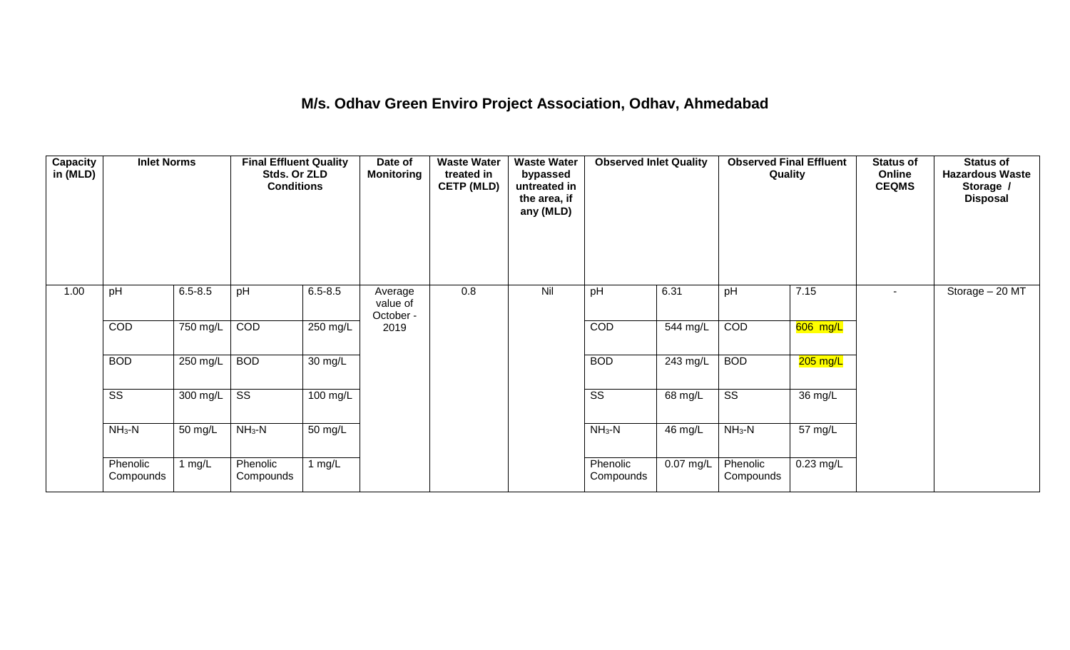## M/s. Odhav Green Enviro Project Association, Odhav, Ahmedabad

| Capacity in (MLD) | Inlet Norms | | Final Effluent Quality Stds. Or ZLD Conditions | | Date of Monitoring | Waste Water treated in CETP (MLD) | Waste Water bypassed untreated in the area, if any (MLD) | Observed Inlet Quality | | Observed Final Effluent Quality | | Status of Online CEQMS | Status of Hazardous Waste Storage / Disposal |
|---|---|---|---|---|---|---|---|---|---|---|---|---|---|
| 1.00 | pH | 6.5-8.5 | pH | 6.5-8.5 | Average value of October - 2019 | 0.8 | Nil | pH | 6.31 | pH | 7.15 | - | Storage – 20 MT |
| | COD | 750 mg/L | COD | 250 mg/L | | | | COD | 544 mg/L | COD | 606 mg/L | | |
| | BOD | 250 mg/L | BOD | 30 mg/L | | | | BOD | 243 mg/L | BOD | 205 mg/L | | |
| | SS | 300 mg/L | SS | 100 mg/L | | | | SS | 68 mg/L | SS | 36 mg/L | | |
| | $NH_3$-N | 50 mg/L | $NH_3$-N | 50 mg/L | | | | $NH_3$-N | 46 mg/L | $NH_3$-N | 57 mg/L | | |
| | Phenolic Compounds | 1 mg/L | Phenolic Compounds | 1 mg/L | | | | Phenolic Compounds | 0.07 mg/L | Phenolic Compounds | 0.23 mg/L | | |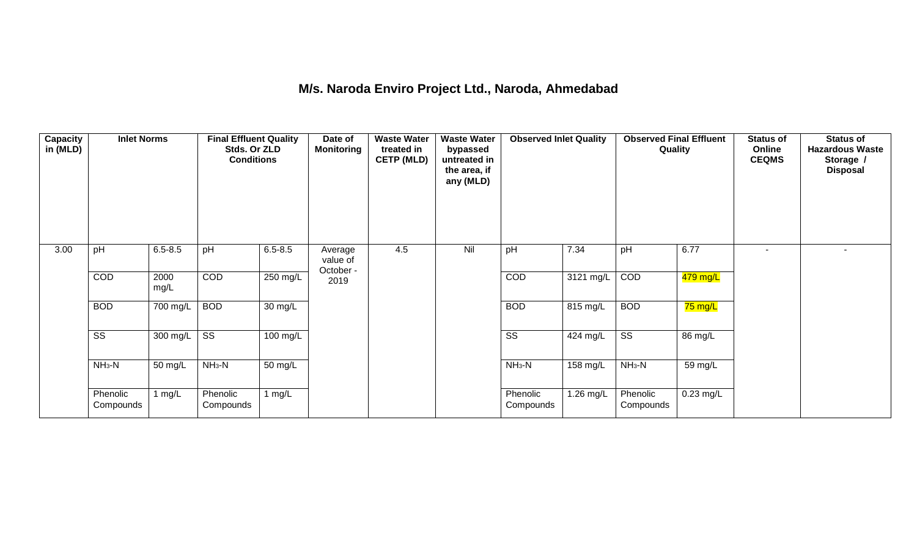# M/s. Naroda Enviro Project Ltd., Naroda, Ahmedabad

| Capacity in (MLD) | Inlet Norms | | Final Effluent Quality Stds. Or ZLD Conditions | | Date of Monitoring | Waste Water treated in CETP (MLD) | Waste Water bypassed untreated in the area, if any (MLD) | Observed Inlet Quality | | Observed Final Effluent Quality | | Status of Online CEQMS | Status of Hazardous Waste Storage / Disposal |
|---|---|---|---|---|---|---|---|---|---|---|---|---|---|
| 3.00 | pH | 6.5-8.5 | pH | 6.5-8.5 | Average value of October - 2019 | 4.5 | Nil | pH | 7.34 | pH | 6.77 | - | - |
| | COD | 2000 mg/L | COD | 250 mg/L | | | | COD | 3121 mg/L | COD | 479 mg/L | | |
| | BOD | 700 mg/L | BOD | 30 mg/L | | | | BOD | 815 mg/L | BOD | 75 mg/L | | |
| | SS | 300 mg/L | SS | 100 mg/L | | | | SS | 424 mg/L | SS | 86 mg/L | | |
| | $NH_3$-N | 50 mg/L | $NH_3$-N | 50 mg/L | | | | $NH_3$-N | 158 mg/L | $NH_3$-N | 59 mg/L | | |
| | Phenolic Compounds | 1 mg/L | Phenolic Compounds | 1 mg/L | | | | Phenolic Compounds | 1.26 mg/L | Phenolic Compounds | 0.23 mg/L | | |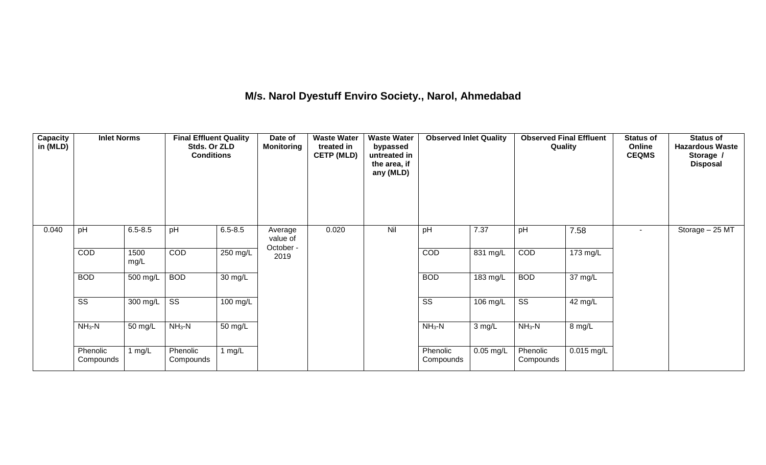## M/s. Narol Dyestuff Enviro Society., Narol, Ahmedabad

| Capacity in (MLD) | Inlet Norms | | Final Effluent Quality Stds. Or ZLD Conditions | | Date of Monitoring | Waste Water treated in CETP (MLD) | Waste Water bypassed untreated in the area, if any (MLD) | Observed Inlet Quality | | Observed Final Effluent Quality | | Status of Online CEQMS | Status of Hazardous Waste Storage / Disposal |
|---|---|---|---|---|---|---|---|---|---|---|---|---|---|
| 0.040 | pH | 6.5-8.5 | pH | 6.5-8.5 | Average value of October - 2019 | 0.020 | Nil | pH | 7.37 | pH | 7.58 | - | Storage – 25 MT |
| | COD | 1500 mg/L | COD | 250 mg/L | | | | COD | 831 mg/L | COD | 173 mg/L | | |
| | BOD | 500 mg/L | BOD | 30 mg/L | | | | BOD | 183 mg/L | BOD | 37 mg/L | | |
| | SS | 300 mg/L | SS | 100 mg/L | | | | SS | 106 mg/L | SS | 42 mg/L | | |
| | $NH_3$-N | 50 mg/L | $NH_3$-N | 50 mg/L | | | | $NH_3$-N | 3 mg/L | $NH_3$-N | 8 mg/L | | |
| | Phenolic Compounds | 1 mg/L | Phenolic Compounds | 1 mg/L | | | | Phenolic Compounds | 0.05 mg/L | Phenolic Compounds | 0.015 mg/L | | |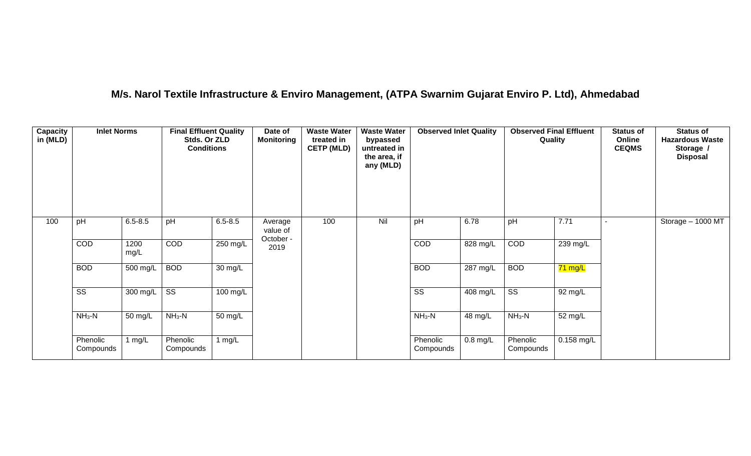# M/s. Narol Textile Infrastructure & Enviro Management, (ATPA Swarnim Gujarat Enviro P. Ltd), Ahmedabad

| Capacity in (MLD) | Inlet Norms | | Final Effluent Quality Stds. Or ZLD Conditions | | Date of Monitoring | Waste Water treated in CETP (MLD) | Waste Water bypassed untreated in the area, if any (MLD) | Observed Inlet Quality | | Observed Final Effluent Quality | | Status of Online CEQMS | Status of Hazardous Waste Storage / Disposal |
|---|---|---|---|---|---|---|---|---|---|---|---|---|---|
| 100 | pH | 6.5-8.5 | pH | 6.5-8.5 | Average value of October - 2019 | 100 | Nil | pH | 6.78 | pH | 7.71 | - | Storage – 1000 MT |
| | COD | 1200 mg/L | COD | 250 mg/L | | | | COD | 828 mg/L | COD | 239 mg/L | | |
| | BOD | 500 mg/L | BOD | 30 mg/L | | | | BOD | 287 mg/L | BOD | 71 mg/L | | |
| | SS | 300 mg/L | SS | 100 mg/L | | | | SS | 408 mg/L | SS | 92 mg/L | | |
| | $NH_3$-N | 50 mg/L | $NH_3$-N | 50 mg/L | | | | $NH_3$-N | 48 mg/L | $NH_3$-N | 52 mg/L | | |
| | Phenolic Compounds | 1 mg/L | Phenolic Compounds | 1 mg/L | | | | Phenolic Compounds | 0.8 mg/L | Phenolic Compounds | 0.158 mg/L | | |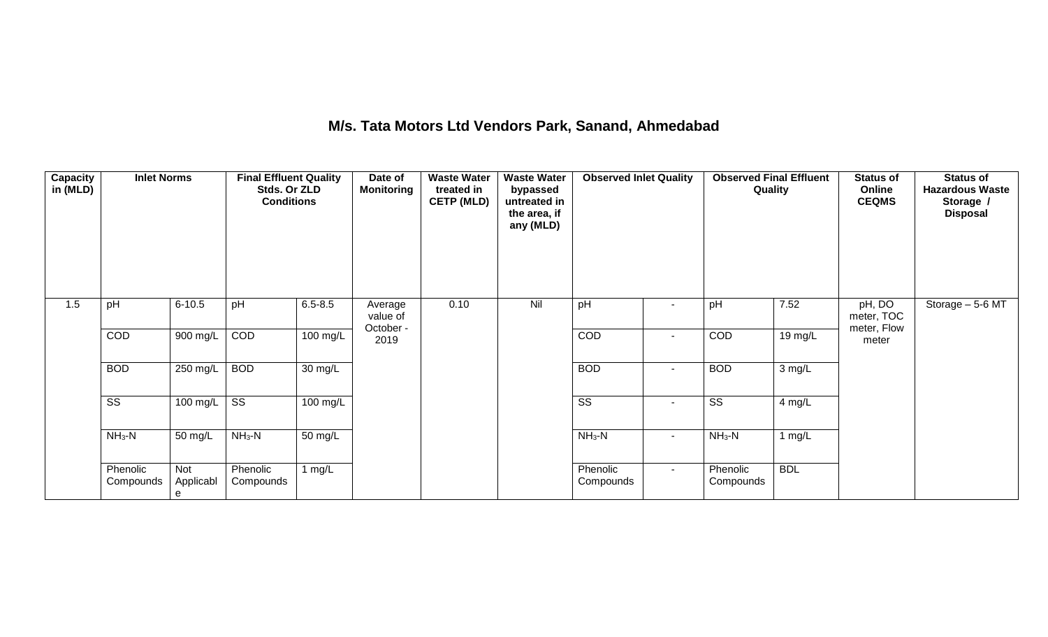## M/s. Tata Motors Ltd Vendors Park, Sanand, Ahmedabad

| Capacity in (MLD) | Inlet Norms | | Final Effluent Quality Stds. Or ZLD Conditions | | Date of Monitoring | Waste Water treated in CETP (MLD) | Waste Water bypassed untreated in the area, if any (MLD) | Observed Inlet Quality | | Observed Final Effluent Quality | | Status of Online CEQMS | Status of Hazardous Waste Storage / Disposal |
|---|---|---|---|---|---|---|---|---|---|---|---|---|---|
| 1.5 | pH | 6-10.5 | pH | 6.5-8.5 | Average value of October - 2019 | 0.10 | Nil | pH | - | pH | 7.52 | pH, DO meter, TOC meter, Flow meter | Storage – 5-6 MT |
| | COD | 900 mg/L | COD | 100 mg/L | | | | COD | - | COD | 19 mg/L | | |
| | BOD | 250 mg/L | BOD | 30 mg/L | | | | BOD | - | BOD | 3 mg/L | | |
| | SS | 100 mg/L | SS | 100 mg/L | | | | SS | - | SS | 4 mg/L | | |
| | $NH_3$-N | 50 mg/L | $NH_3$-N | 50 mg/L | | | | $NH_3$-N | - | $NH_3$-N | 1 mg/L | | |
| | Phenolic Compounds | Not Applicable | Phenolic Compounds | 1 mg/L | | | | Phenolic Compounds | - | Phenolic Compounds | BDL | | |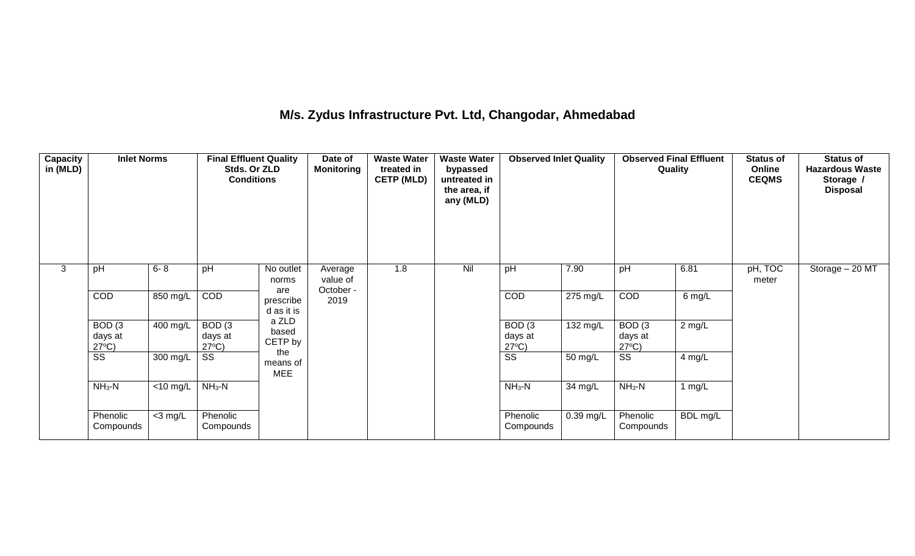# M/s. Zydus Infrastructure Pvt. Ltd, Changodar, Ahmedabad

| Capacity in (MLD) | Inlet Norms | | Final Effluent Quality Stds. Or ZLD Conditions | | Date of Monitoring | Waste Water treated in CETP (MLD) | Waste Water bypassed untreated in the area, if any (MLD) | Observed Inlet Quality | | Observed Final Effluent Quality | | Status of Online CEQMS | Status of Hazardous Waste Storage / Disposal |
|---|---|---|---|---|---|---|---|---|---|---|---|---|---|
| 3 | pH | 6- 8 | pH | No outlet norms are prescribed as it is a ZLD based CETP by the means of MEE | Average value of October - 2019 | 1.8 | Nil | pH | 7.90 | pH | 6.81 | pH, TOC meter | Storage – 20 MT |
| | COD | 850 mg/L | COD | | | | | COD | 275 mg/L | COD | 6 mg/L | | |
| | BOD (3 days at 27ºC) | 400 mg/L | BOD (3 days at 27ºC) | | | | | BOD (3 days at 27ºC) | 132 mg/L | BOD (3 days at 27ºC) | 2 mg/L | | |
| | SS | 300 mg/L | SS | | | | | SS | 50 mg/L | SS | 4 mg/L | | |
| | $NH_3$-N | <10 mg/L | $NH_3$-N | | | | | $NH_3$-N | 34 mg/L | $NH_3$-N | 1 mg/L | | |
| | Phenolic Compounds | <3 mg/L | Phenolic Compounds | | | | | Phenolic Compounds | 0.39 mg/L | Phenolic Compounds | BDL mg/L | | |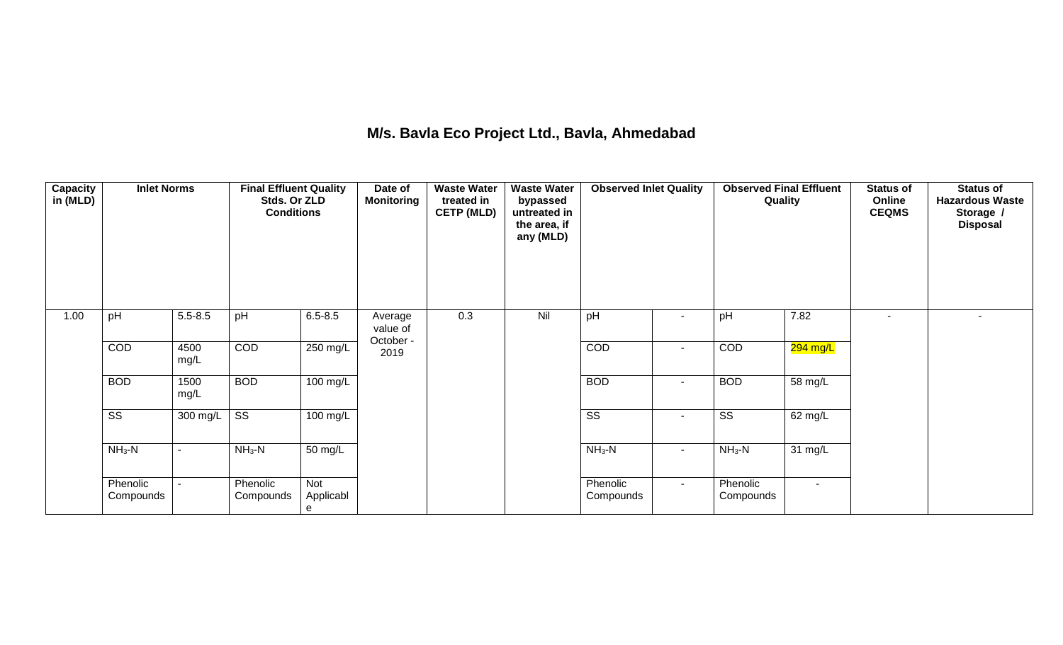# M/s. Bavla Eco Project Ltd., Bavla, Ahmedabad

| Capacity in (MLD) | Inlet Norms | | Final Effluent Quality Stds. Or ZLD Conditions | | Date of Monitoring | Waste Water treated in CETP (MLD) | Waste Water bypassed untreated in the area, if any (MLD) | Observed Inlet Quality | | Observed Final Effluent Quality | | Status of Online CEQMS | Status of Hazardous Waste Storage / Disposal |
|---|---|---|---|---|---|---|---|---|---|---|---|---|---|
| 1.00 | pH | 5.5-8.5 | pH | 6.5-8.5 | Average value of October - 2019 | 0.3 | Nil | pH | - | pH | 7.82 | - | - |
| | COD | 4500 mg/L | COD | 250 mg/L | | | | COD | - | COD | 294 mg/L | | |
| | BOD | 1500 mg/L | BOD | 100 mg/L | | | | BOD | - | BOD | 58 mg/L | | |
| | SS | 300 mg/L | SS | 100 mg/L | | | | SS | - | SS | 62 mg/L | | |
| | $NH_3$-N | - | $NH_3$-N | 50 mg/L | | | | $NH_3$-N | - | $NH_3$-N | 31 mg/L | | |
| | Phenolic Compounds | - | Phenolic Compounds | Not Applicable | | | | Phenolic Compounds | - | Phenolic Compounds | - | | |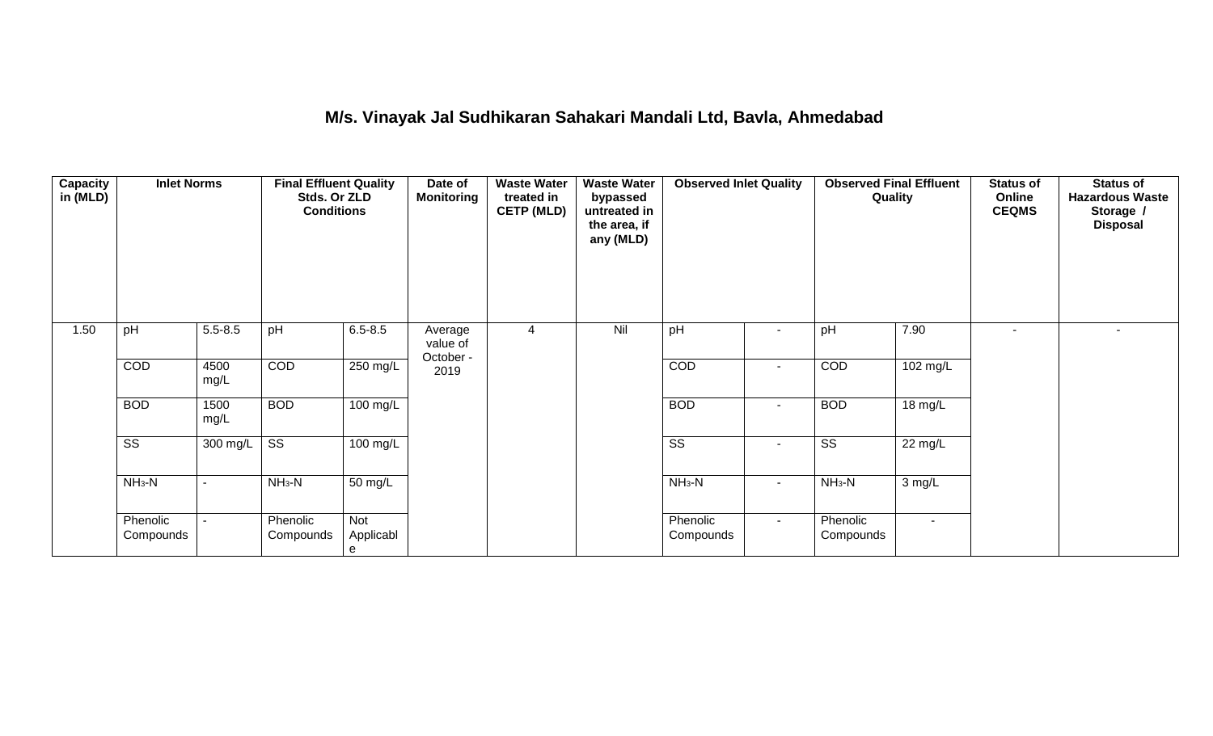## M/s. Vinayak Jal Sudhikaran Sahakari Mandali Ltd, Bavla, Ahmedabad

| Capacity in (MLD) | Inlet Norms | | Final Effluent Quality Stds. Or ZLD Conditions | | Date of Monitoring | Waste Water treated in CETP (MLD) | Waste Water bypassed untreated in the area, if any (MLD) | Observed Inlet Quality | | Observed Final Effluent Quality | | Status of Online CEQMS | Status of Hazardous Waste Storage / Disposal |
|---|---|---|---|---|---|---|---|---|---|---|---|---|---|
| 1.50 | pH | 5.5-8.5 | pH | 6.5-8.5 | Average value of October - 2019 | 4 | Nil | pH | - | pH | 7.90 | - | - |
| | COD | 4500 mg/L | COD | 250 mg/L | | | | COD | - | COD | 102 mg/L | | |
| | BOD | 1500 mg/L | BOD | 100 mg/L | | | | BOD | - | BOD | 18 mg/L | | |
| | SS | 300 mg/L | SS | 100 mg/L | | | | SS | - | SS | 22 mg/L | | |
| | $NH_3$-N | - | $NH_3$-N | 50 mg/L | | | | $NH_3$-N | - | $NH_3$-N | 3 mg/L | | |
| | Phenolic Compounds | - | Phenolic Compounds | Not Applicable | | | | Phenolic Compounds | - | Phenolic Compounds | - | | |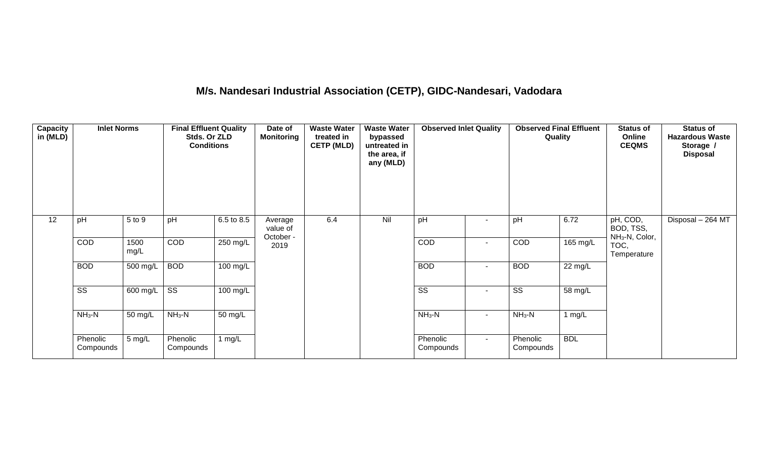# M/s. Nandesari Industrial Association (CETP), GIDC-Nandesari, Vadodara

| Capacity in (MLD) | Inlet Norms | | Final Effluent Quality Stds. Or ZLD Conditions | | Date of Monitoring | Waste Water treated in CETP (MLD) | Waste Water bypassed untreated in the area, if any (MLD) | Observed Inlet Quality | | Observed Final Effluent Quality | | Status of Online CEQMS | Status of Hazardous Waste Storage / Disposal |
|---|---|---|---|---|---|---|---|---|---|---|---|---|---|
| 12 | pH | 5 to 9 | pH | 6.5 to 8.5 | Average value of October - 2019 | 6.4 | Nil | pH | - | pH | 6.72 | pH, COD, BOD, TSS, $NH_3$-N, Color, TOC, Temperature | Disposal – 264 MT |
| | COD | 1500 mg/L | COD | 250 mg/L | | | | COD | - | COD | 165 mg/L | | |
| | BOD | 500 mg/L | BOD | 100 mg/L | | | | BOD | - | BOD | 22 mg/L | | |
| | SS | 600 mg/L | SS | 100 mg/L | | | | SS | - | SS | 58 mg/L | | |
| | $NH_3$-N | 50 mg/L | $NH_3$-N | 50 mg/L | | | | $NH_3$-N | - | $NH_3$-N | 1 mg/L | | |
| | Phenolic Compounds | 5 mg/L | Phenolic Compounds | 1 mg/L | | | | Phenolic Compounds | - | Phenolic Compounds | BDL | | |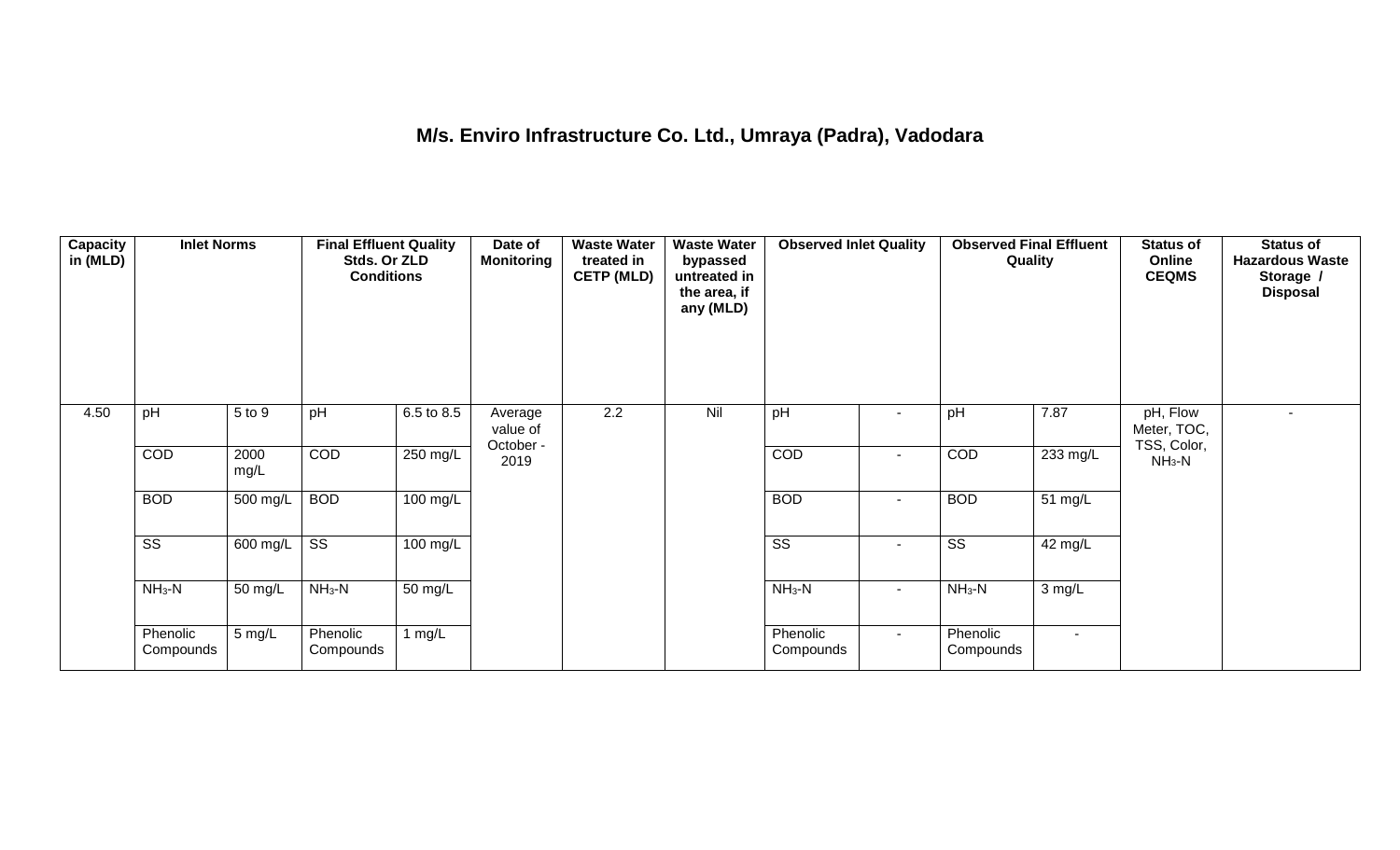# M/s. Enviro Infrastructure Co. Ltd., Umraya (Padra), Vadodara

| Capacity in (MLD) | Inlet Norms | | Final Effluent Quality Stds. Or ZLD Conditions | | Date of Monitoring | Waste Water treated in CETP (MLD) | Waste Water bypassed untreated in the area, if any (MLD) | Observed Inlet Quality | | Observed Final Effluent Quality | | Status of Online CEQMS | Status of Hazardous Waste Storage / Disposal |
|---|---|---|---|---|---|---|---|---|---|---|---|---|---|
| 4.50 | pH | 5 to 9 | pH | 6.5 to 8.5 | Average value of October - 2019 | 2.2 | Nil | pH | - | pH | 7.87 | pH, Flow Meter, TOC, TSS, Color, $NH_3$-N | - |
| | COD | 2000 mg/L | COD | 250 mg/L | | | | COD | - | COD | 233 mg/L | | |
| | BOD | 500 mg/L | BOD | 100 mg/L | | | | BOD | - | BOD | 51 mg/L | | |
| | SS | 600 mg/L | SS | 100 mg/L | | | | SS | - | SS | 42 mg/L | | |
| | $NH_3$-N | 50 mg/L | $NH_3$-N | 50 mg/L | | | | $NH_3$-N | - | $NH_3$-N | 3 mg/L | | |
| | Phenolic Compounds | 5 mg/L | Phenolic Compounds | 1 mg/L | | | | Phenolic Compounds | - | Phenolic Compounds | - | | |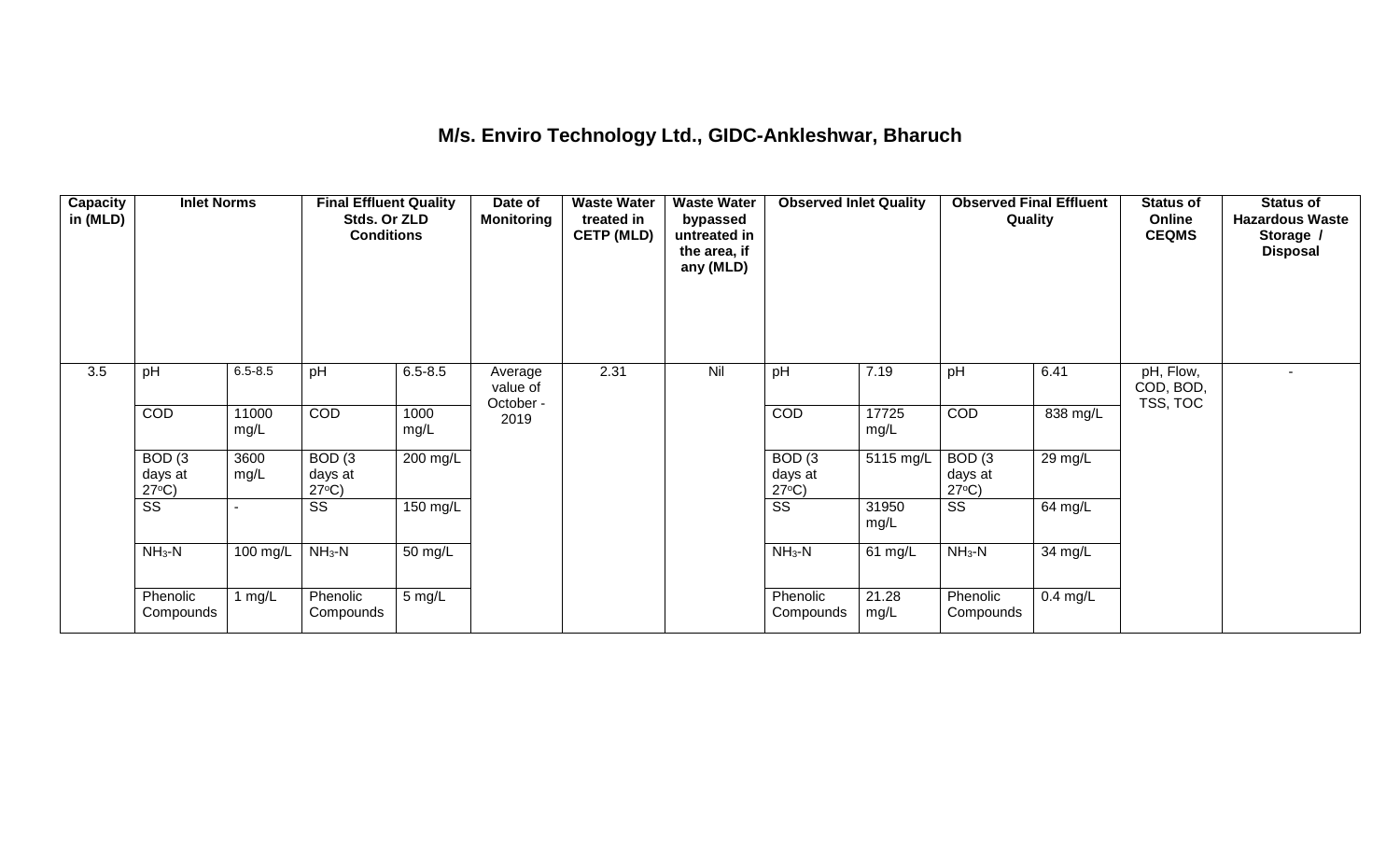## M/s. Enviro Technology Ltd., GIDC-Ankleshwar, Bharuch

| Capacity in (MLD) | Inlet Norms | | Final Effluent Quality Stds. Or ZLD Conditions | | Date of Monitoring | Waste Water treated in CETP (MLD) | Waste Water bypassed untreated in the area, if any (MLD) | Observed Inlet Quality | | Observed Final Effluent Quality | | Status of Online CEQMS | Status of Hazardous Waste Storage / Disposal |
|---|---|---|---|---|---|---|---|---|---|---|---|---|---|
| 3.5 | pH | 6.5-8.5 | pH | 6.5-8.5 | Average value of October - 2019 | 2.31 | Nil | pH | 7.19 | pH | 6.41 | pH, Flow, COD, BOD, TSS, TOC | - |
| | COD | 11000 mg/L | COD | 1000 mg/L | | | | COD | 17725 mg/L | COD | 838 mg/L | | |
| | BOD (3 days at 27°C) | 3600 mg/L | BOD (3 days at 27°C) | 200 mg/L | | | | BOD (3 days at 27°C) | 5115 mg/L | BOD (3 days at 27°C) | 29 mg/L | | |
| | SS | - | SS | 150 mg/L | | | | SS | 31950 mg/L | SS | 64 mg/L | | |
| | $NH_3$-N | 100 mg/L | $NH_3$-N | 50 mg/L | | | | $NH_3$-N | 61 mg/L | $NH_3$-N | 34 mg/L | | |
| | Phenolic Compounds | 1 mg/L | Phenolic Compounds | 5 mg/L | | | | Phenolic Compounds | 21.28 mg/L | Phenolic Compounds | 0.4 mg/L | | |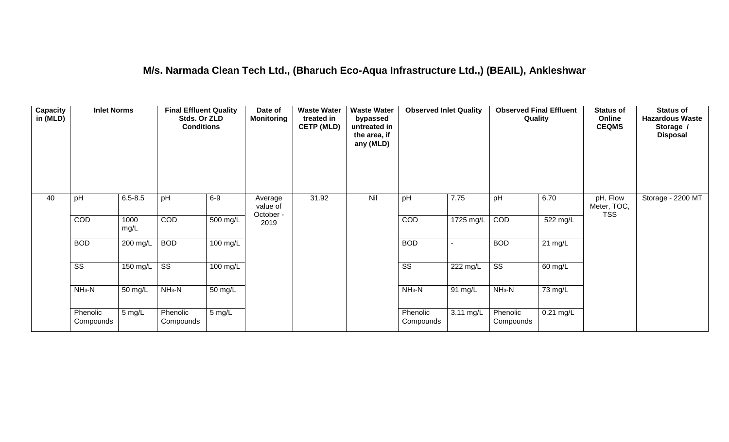## M/s. Narmada Clean Tech Ltd., (Bharuch Eco-Aqua Infrastructure Ltd.,) (BEAIL), Ankleshwar

| Capacity in (MLD) | Inlet Norms | | Final Effluent Quality Stds. Or ZLD Conditions | | Date of Monitoring | Waste Water treated in CETP (MLD) | Waste Water bypassed untreated in the area, if any (MLD) | Observed Inlet Quality | | Observed Final Effluent Quality | | Status of Online CEQMS | Status of Hazardous Waste Storage / Disposal |
|---|---|---|---|---|---|---|---|---|---|---|---|---|---|
| 40 | pH | 6.5-8.5 | pH | 6-9 | Average value of October - 2019 | 31.92 | Nil | pH | 7.75 | pH | 6.70 | pH, Flow Meter, TOC, TSS | Storage - 2200 MT |
| | COD | 1000 mg/L | COD | 500 mg/L | | | | COD | 1725 mg/L | COD | 522 mg/L | | |
| | BOD | 200 mg/L | BOD | 100 mg/L | | | | BOD | - | BOD | 21 mg/L | | |
| | SS | 150 mg/L | SS | 100 mg/L | | | | SS | 222 mg/L | SS | 60 mg/L | | |
| | $NH_3$-N | 50 mg/L | $NH_3$-N | 50 mg/L | | | | $NH_3$-N | 91 mg/L | $NH_3$-N | 73 mg/L | | |
| | Phenolic Compounds | 5 mg/L | Phenolic Compounds | 5 mg/L | | | | Phenolic Compounds | 3.11 mg/L | Phenolic Compounds | 0.21 mg/L | | |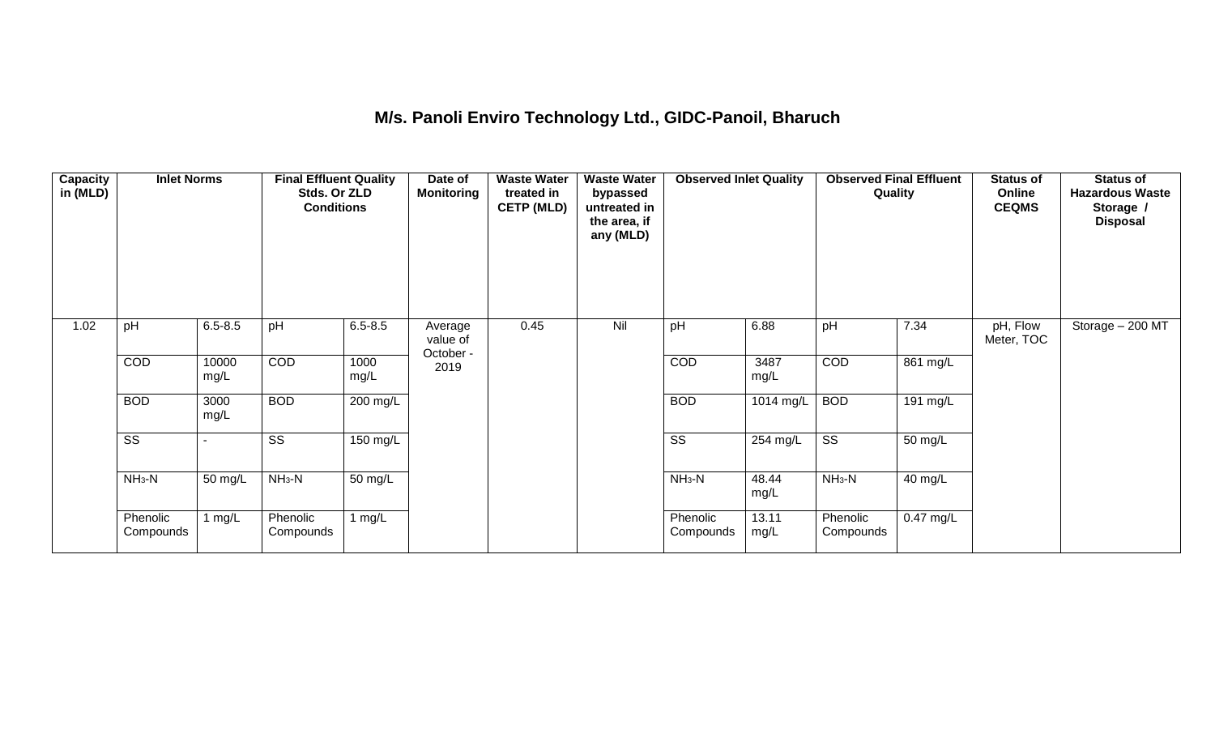# M/s. Panoli Enviro Technology Ltd., GIDC-Panoil, Bharuch

| Capacity in (MLD) | Inlet Norms | | Final Effluent Quality Stds. Or ZLD Conditions | | Date of Monitoring | Waste Water treated in CETP (MLD) | Waste Water bypassed untreated in the area, if any (MLD) | Observed Inlet Quality | | Observed Final Effluent Quality | | Status of Online CEQMS | Status of Hazardous Waste Storage / Disposal |
|---|---|---|---|---|---|---|---|---|---|---|---|---|---|
| 1.02 | pH | 6.5-8.5 | pH | 6.5-8.5 | Average value of October - 2019 | 0.45 | Nil | pH | 6.88 | pH | 7.34 | pH, Flow Meter, TOC | Storage – 200 MT |
| | COD | 10000 mg/L | COD | 1000 mg/L | | | | COD | 3487 mg/L | COD | 861 mg/L | | |
| | BOD | 3000 mg/L | BOD | 200 mg/L | | | | BOD | 1014 mg/L | BOD | 191 mg/L | | |
| | SS | - | SS | 150 mg/L | | | | SS | 254 mg/L | SS | 50 mg/L | | |
| | $NH_3$-N | 50 mg/L | $NH_3$-N | 50 mg/L | | | | $NH_3$-N | 48.44 mg/L | $NH_3$-N | 40 mg/L | | |
| | Phenolic Compounds | 1 mg/L | Phenolic Compounds | 1 mg/L | | | | Phenolic Compounds | 13.11 mg/L | Phenolic Compounds | 0.47 mg/L | | |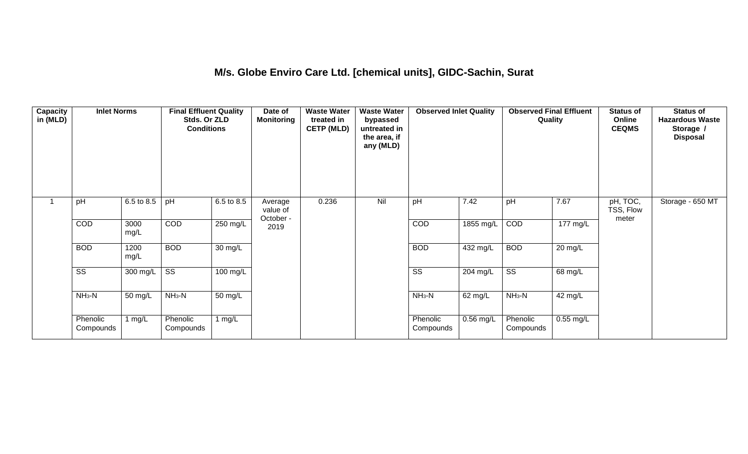# M/s. Globe Enviro Care Ltd. [chemical units], GIDC-Sachin, Surat

| Capacity in (MLD) | Inlet Norms | | Final Effluent Quality Stds. Or ZLD Conditions | | Date of Monitoring | Waste Water treated in CETP (MLD) | Waste Water bypassed untreated in the area, if any (MLD) | Observed Inlet Quality | | Observed Final Effluent Quality | | Status of Online CEQMS | Status of Hazardous Waste Storage / Disposal |
|---|---|---|---|---|---|---|---|---|---|---|---|---|---|
| 1 | pH | 6.5 to 8.5 | pH | 6.5 to 8.5 | Average value of October - 2019 | 0.236 | Nil | pH | 7.42 | pH | 7.67 | pH, TOC, TSS, Flow meter | Storage - 650 MT |
| | COD | 3000 mg/L | COD | 250 mg/L | | | | COD | 1855 mg/L | COD | 177 mg/L | | |
| | BOD | 1200 mg/L | BOD | 30 mg/L | | | | BOD | 432 mg/L | BOD | 20 mg/L | | |
| | SS | 300 mg/L | SS | 100 mg/L | | | | SS | 204 mg/L | SS | 68 mg/L | | |
| | $NH_3$-N | 50 mg/L | $NH_3$-N | 50 mg/L | | | | $NH_3$-N | 62 mg/L | $NH_3$-N | 42 mg/L | | |
| | Phenolic Compounds | 1 mg/L | Phenolic Compounds | 1 mg/L | | | | Phenolic Compounds | 0.56 mg/L | Phenolic Compounds | 0.55 mg/L | | |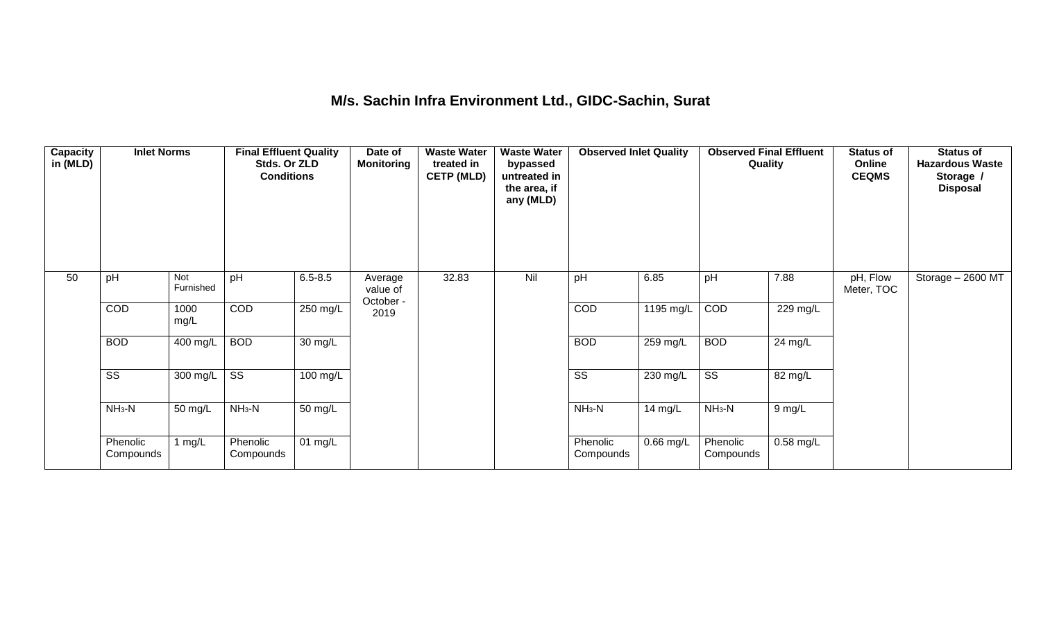# M/s. Sachin Infra Environment Ltd., GIDC-Sachin, Surat

| Capacity in (MLD) | Inlet Norms | | Final Effluent Quality Stds. Or ZLD Conditions | | Date of Monitoring | Waste Water treated in CETP (MLD) | Waste Water bypassed untreated in the area, if any (MLD) | Observed Inlet Quality | | Observed Final Effluent Quality | | Status of Online CEQMS | Status of Hazardous Waste Storage / Disposal |
|---|---|---|---|---|---|---|---|---|---|---|---|---|---|
| 50 | pH | Not Furnished | pH | 6.5-8.5 | Average value of October - 2019 | 32.83 | Nil | pH | 6.85 | pH | 7.88 | pH, Flow Meter, TOC | Storage – 2600 MT |
| | COD | 1000 mg/L | COD | 250 mg/L | | | | COD | 1195 mg/L | COD | 229 mg/L | | |
| | BOD | 400 mg/L | BOD | 30 mg/L | | | | BOD | 259 mg/L | BOD | 24 mg/L | | |
| | SS | 300 mg/L | SS | 100 mg/L | | | | SS | 230 mg/L | SS | 82 mg/L | | |
| | $NH_3$-N | 50 mg/L | $NH_3$-N | 50 mg/L | | | | $NH_3$-N | 14 mg/L | $NH_3$-N | 9 mg/L | | |
| | Phenolic Compounds | 1 mg/L | Phenolic Compounds | 01 mg/L | | | | Phenolic Compounds | 0.66 mg/L | Phenolic Compounds | 0.58 mg/L | | |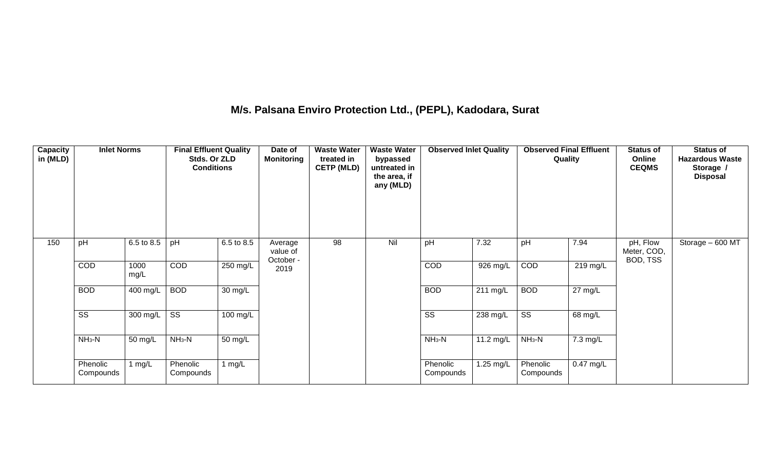## M/s. Palsana Enviro Protection Ltd., (PEPL), Kadodara, Surat

| Capacity in (MLD) | Inlet Norms | | Final Effluent Quality Stds. Or ZLD Conditions | | Date of Monitoring | Waste Water treated in CETP (MLD) | Waste Water bypassed untreated in the area, if any (MLD) | Observed Inlet Quality | | Observed Final Effluent Quality | | Status of Online CEQMS | Status of Hazardous Waste Storage / Disposal |
|---|---|---|---|---|---|---|---|---|---|---|---|---|---|
| 150 | pH | 6.5 to 8.5 | pH | 6.5 to 8.5 | Average value of October - 2019 | 98 | Nil | pH | 7.32 | pH | 7.94 | pH, Flow Meter, COD, BOD, TSS | Storage – 600 MT |
| | COD | 1000 mg/L | COD | 250 mg/L | | | | COD | 926 mg/L | COD | 219 mg/L | | |
| | BOD | 400 mg/L | BOD | 30 mg/L | | | | BOD | 211 mg/L | BOD | 27 mg/L | | |
| | SS | 300 mg/L | SS | 100 mg/L | | | | SS | 238 mg/L | SS | 68 mg/L | | |
| | $NH_3$-N | 50 mg/L | $NH_3$-N | 50 mg/L | | | | $NH_3$-N | 11.2 mg/L | $NH_3$-N | 7.3 mg/L | | |
| | Phenolic Compounds | 1 mg/L | Phenolic Compounds | 1 mg/L | | | | Phenolic Compounds | 1.25 mg/L | Phenolic Compounds | 0.47 mg/L | | |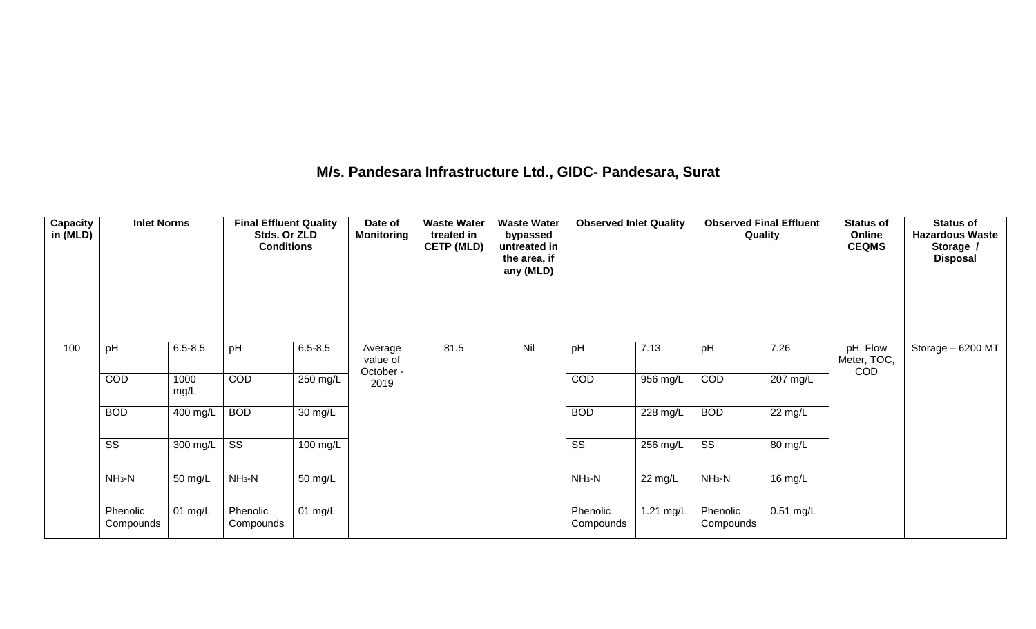## M/s. Pandesara Infrastructure Ltd., GIDC- Pandesara, Surat

| Capacity in (MLD) | Inlet Norms | | Final Effluent Quality Stds. Or ZLD Conditions | | Date of Monitoring | Waste Water treated in CETP (MLD) | Waste Water bypassed untreated in the area, if any (MLD) | Observed Inlet Quality | | Observed Final Effluent Quality | | Status of Online CEQMS | Status of Hazardous Waste Storage / Disposal |
|---|---|---|---|---|---|---|---|---|---|---|---|---|---|
| 100 | pH | 6.5-8.5 | pH | 6.5-8.5 | Average value of October - 2019 | 81.5 | Nil | pH | 7.13 | pH | 7.26 | pH, Flow Meter, TOC, COD | Storage – 6200 MT |
| | COD | 1000 mg/L | COD | 250 mg/L | | | | COD | 956 mg/L | COD | 207 mg/L | | |
| | BOD | 400 mg/L | BOD | 30 mg/L | | | | BOD | 228 mg/L | BOD | 22 mg/L | | |
| | SS | 300 mg/L | SS | 100 mg/L | | | | SS | 256 mg/L | SS | 80 mg/L | | |
| | $NH_3$-N | 50 mg/L | $NH_3$-N | 50 mg/L | | | | $NH_3$-N | 22 mg/L | $NH_3$-N | 16 mg/L | | |
| | Phenolic Compounds | 01 mg/L | Phenolic Compounds | 01 mg/L | | | | Phenolic Compounds | 1.21 mg/L | Phenolic Compounds | 0.51 mg/L | | |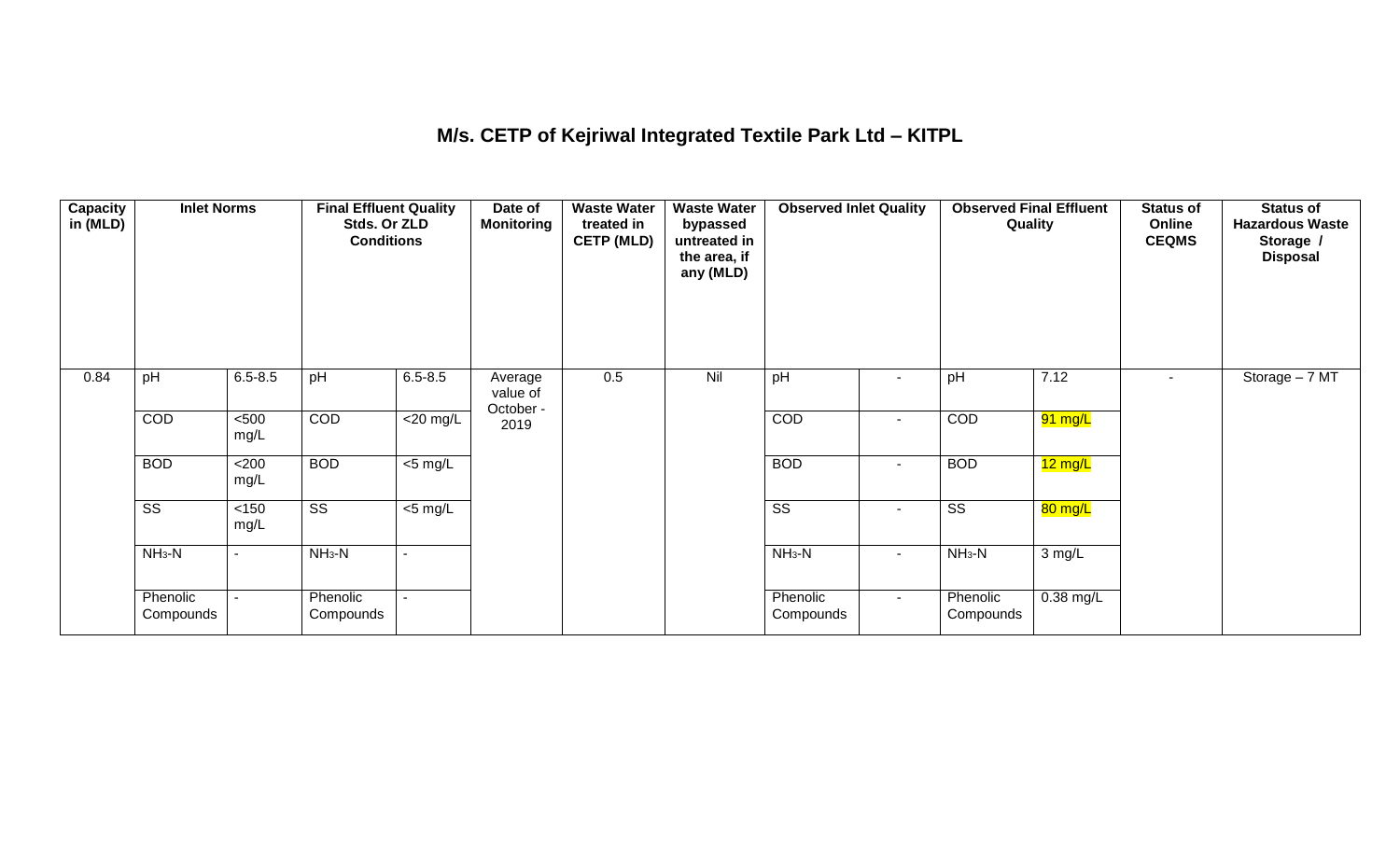# M/s. CETP of Kejriwal Integrated Textile Park Ltd – KITPL

| Capacity in (MLD) | Inlet Norms | | Final Effluent Quality Stds. Or ZLD Conditions | | Date of Monitoring | Waste Water treated in CETP (MLD) | Waste Water bypassed untreated in the area, if any (MLD) | Observed Inlet Quality | | Observed Final Effluent Quality | | Status of Online CEQMS | Status of Hazardous Waste Storage / Disposal |
|---|---|---|---|---|---|---|---|---|---|---|---|---|---|
| 0.84 | pH | 6.5-8.5 | pH | 6.5-8.5 | Average value of October - 2019 | 0.5 | Nil | pH | - | pH | 7.12 | - | Storage – 7 MT |
| | COD | <500 mg/L | COD | <20 mg/L | | | | COD | - | COD | 91 mg/L | | |
| | BOD | <200 mg/L | BOD | <5 mg/L | | | | BOD | - | BOD | 12 mg/L | | |
| | SS | <150 mg/L | SS | <5 mg/L | | | | SS | - | SS | 80 mg/L | | |
| | $NH_3$-N | - | $NH_3$-N | - | | | | $NH_3$-N | - | $NH_3$-N | 3 mg/L | | |
| | Phenolic Compounds | - | Phenolic Compounds | - | | | | Phenolic Compounds | - | Phenolic Compounds | 0.38 mg/L | | |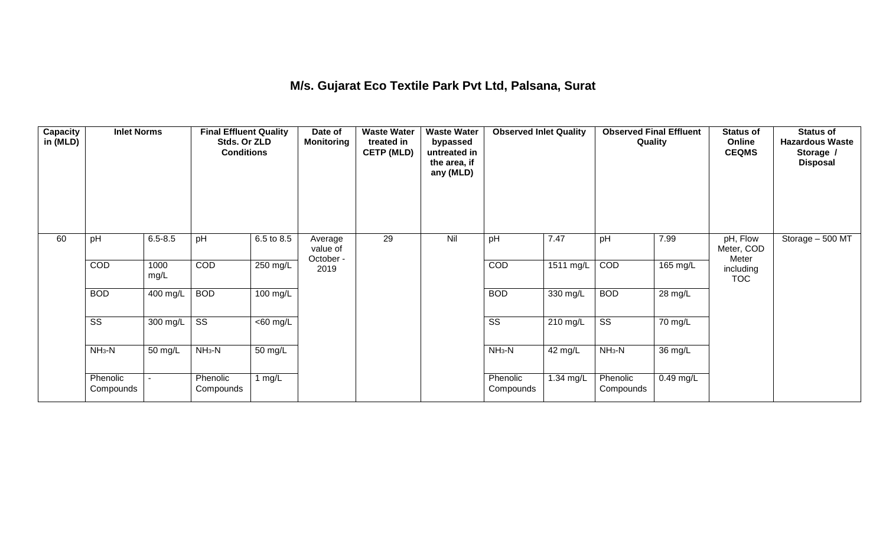## M/s. Gujarat Eco Textile Park Pvt Ltd, Palsana, Surat

| Capacity in (MLD) | Inlet Norms | | Final Effluent Quality Stds. Or ZLD Conditions | | Date of Monitoring | Waste Water treated in CETP (MLD) | Waste Water bypassed untreated in the area, if any (MLD) | Observed Inlet Quality | | Observed Final Effluent Quality | | Status of Online CEQMS | Status of Hazardous Waste Storage / Disposal |
|---|---|---|---|---|---|---|---|---|---|---|---|---|---|
| 60 | pH | 6.5-8.5 | pH | 6.5 to 8.5 | Average value of October - 2019 | 29 | Nil | pH | 7.47 | pH | 7.99 | pH, Flow Meter, COD Meter including TOC | Storage – 500 MT |
| | COD | 1000 mg/L | COD | 250 mg/L | | | | COD | 1511 mg/L | COD | 165 mg/L | | |
| | BOD | 400 mg/L | BOD | 100 mg/L | | | | BOD | 330 mg/L | BOD | 28 mg/L | | |
| | SS | 300 mg/L | SS | <60 mg/L | | | | SS | 210 mg/L | SS | 70 mg/L | | |
| | $NH_3$-N | 50 mg/L | $NH_3$-N | 50 mg/L | | | | $NH_3$-N | 42 mg/L | $NH_3$-N | 36 mg/L | | |
| | Phenolic Compounds | - | Phenolic Compounds | 1 mg/L | | | | Phenolic Compounds | 1.34 mg/L | Phenolic Compounds | 0.49 mg/L | | |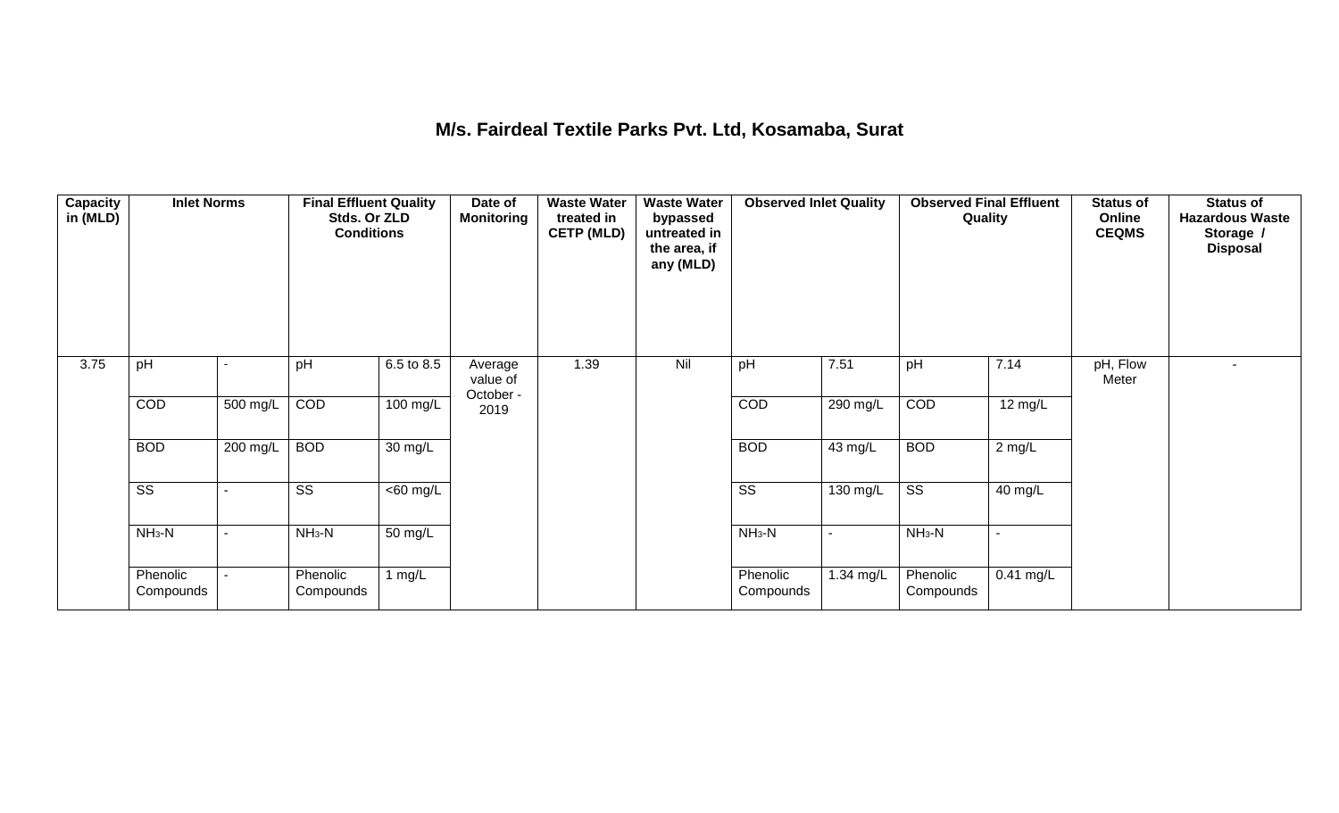## M/s. Fairdeal Textile Parks Pvt. Ltd, Kosamaba, Surat

| Capacity in (MLD) | Inlet Norms | | Final Effluent Quality Stds. Or ZLD Conditions | | Date of Monitoring | Waste Water treated in CETP (MLD) | Waste Water bypassed untreated in the area, if any (MLD) | Observed Inlet Quality | | Observed Final Effluent Quality | | Status of Online CEQMS | Status of Hazardous Waste Storage / Disposal |
|---|---|---|---|---|---|---|---|---|---|---|---|---|---|
| 3.75 | pH | - | pH | 6.5 to 8.5 | Average value of October - 2019 | 1.39 | Nil | pH | 7.51 | pH | 7.14 | pH, Flow Meter | - |
| | COD | 500 mg/L | COD | 100 mg/L | | | | COD | 290 mg/L | COD | 12 mg/L | | |
| | BOD | 200 mg/L | BOD | 30 mg/L | | | | BOD | 43 mg/L | BOD | 2 mg/L | | |
| | SS | - | SS | <60 mg/L | | | | SS | 130 mg/L | SS | 40 mg/L | | |
| | $NH_3$-N | - | $NH_3$-N | 50 mg/L | | | | $NH_3$-N | - | $NH_3$-N | - | | |
| | Phenolic Compounds | - | Phenolic Compounds | 1 mg/L | | | | Phenolic Compounds | 1.34 mg/L | Phenolic Compounds | 0.41 mg/L | | |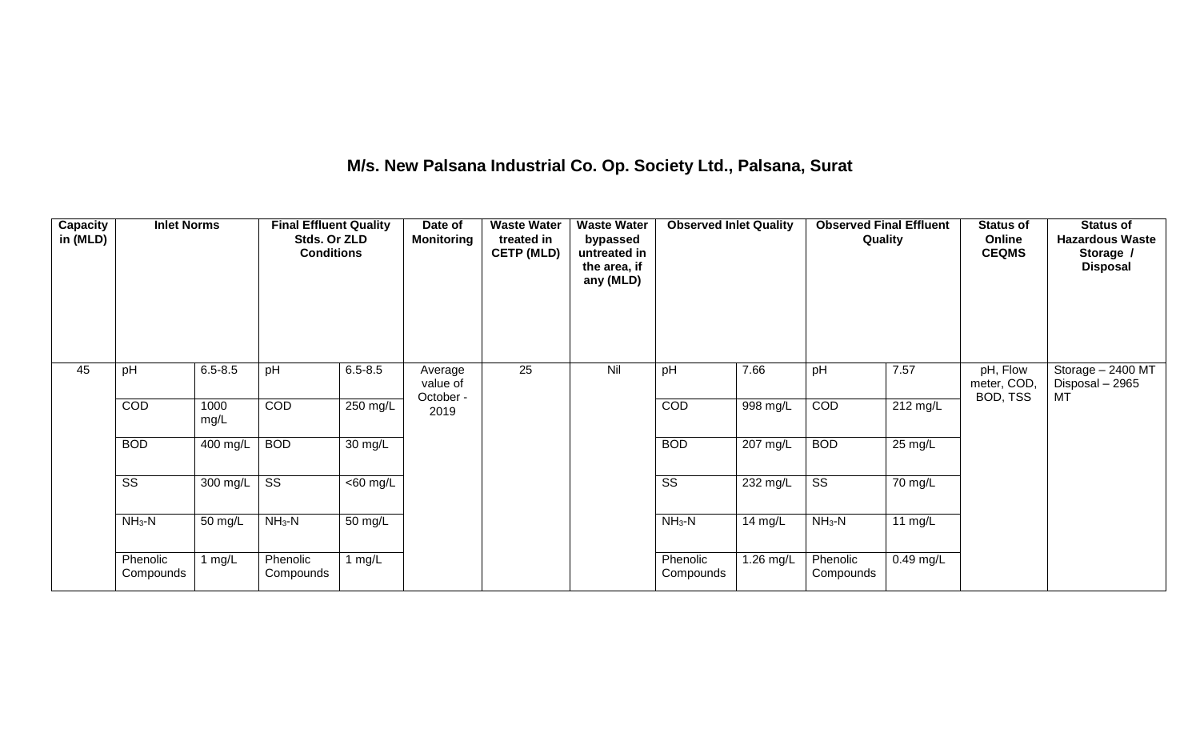## M/s. New Palsana Industrial Co. Op. Society Ltd., Palsana, Surat

| Capacity in (MLD) | Inlet Norms | | Final Effluent Quality Stds. Or ZLD Conditions | | Date of Monitoring | Waste Water treated in CETP (MLD) | Waste Water bypassed untreated in the area, if any (MLD) | Observed Inlet Quality | | Observed Final Effluent Quality | | Status of Online CEQMS | Status of Hazardous Waste Storage / Disposal |
|---|---|---|---|---|---|---|---|---|---|---|---|---|---|
| 45 | pH | 6.5-8.5 | pH | 6.5-8.5 | Average value of October - 2019 | 25 | Nil | pH | 7.66 | pH | 7.57 | pH, Flow meter, COD, BOD, TSS | Storage – 2400 MT Disposal – 2965 MT |
| | COD | 1000 mg/L | COD | 250 mg/L | | | | COD | 998 mg/L | COD | 212 mg/L | | |
| | BOD | 400 mg/L | BOD | 30 mg/L | | | | BOD | 207 mg/L | BOD | 25 mg/L | | |
| | SS | 300 mg/L | SS | <60 mg/L | | | | SS | 232 mg/L | SS | 70 mg/L | | |
| | $NH_3$-N | 50 mg/L | $NH_3$-N | 50 mg/L | | | | $NH_3$-N | 14 mg/L | $NH_3$-N | 11 mg/L | | |
| | Phenolic Compounds | 1 mg/L | Phenolic Compounds | 1 mg/L | | | | Phenolic Compounds | 1.26 mg/L | Phenolic Compounds | 0.49 mg/L | | |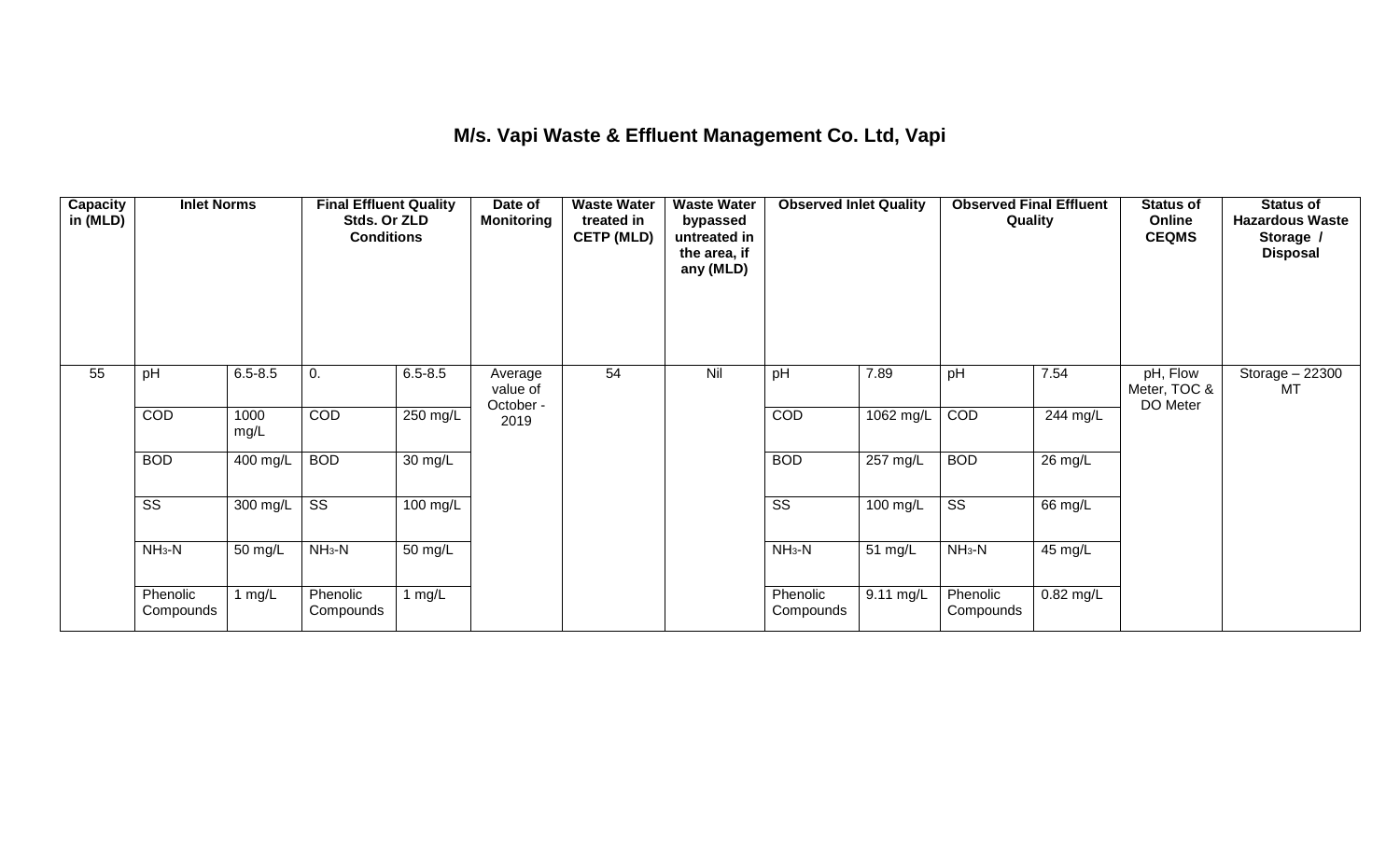# M/s. Vapi Waste & Effluent Management Co. Ltd, Vapi

| Capacity in (MLD) | Inlet Norms | | Final Effluent Quality Stds. Or ZLD Conditions | | Date of Monitoring | Waste Water treated in CETP (MLD) | Waste Water bypassed untreated in the area, if any (MLD) | Observed Inlet Quality | | Observed Final Effluent Quality | | Status of Online CEQMS | Status of Hazardous Waste Storage / Disposal |
|---|---|---|---|---|---|---|---|---|---|---|---|---|---|
| 55 | pH | 6.5-8.5 | 0. | 6.5-8.5 | Average value of October - 2019 | 54 | Nil | pH | 7.89 | pH | 7.54 | pH, Flow Meter, TOC & DO Meter | Storage – 22300 MT |
| | COD | 1000 mg/L | COD | 250 mg/L | | | | COD | 1062 mg/L | COD | 244 mg/L | | |
| | BOD | 400 mg/L | BOD | 30 mg/L | | | | BOD | 257 mg/L | BOD | 26 mg/L | | |
| | SS | 300 mg/L | SS | 100 mg/L | | | | SS | 100 mg/L | SS | 66 mg/L | | |
| | $NH_3$-N | 50 mg/L | $NH_3$-N | 50 mg/L | | | | $NH_3$-N | 51 mg/L | $NH_3$-N | 45 mg/L | | |
| | Phenolic Compounds | 1 mg/L | Phenolic Compounds | 1 mg/L | | | | Phenolic Compounds | 9.11 mg/L | Phenolic Compounds | 0.82 mg/L | | |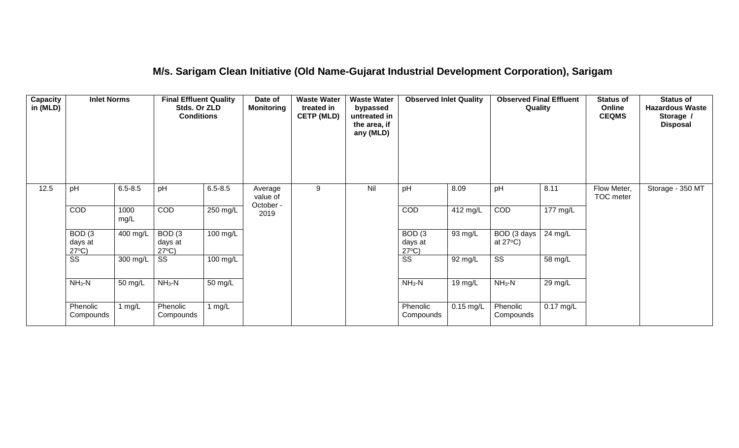## M/s. Sarigam Clean Initiative (Old Name-Gujarat Industrial Development Corporation), Sarigam

| Capacity in (MLD) | Inlet Norms | | Final Effluent Quality Stds. Or ZLD Conditions | | Date of Monitoring | Waste Water treated in CETP (MLD) | Waste Water bypassed untreated in the area, if any (MLD) | Observed Inlet Quality | | Observed Final Effluent Quality | | Status of Online CEQMS | Status of Hazardous Waste Storage / Disposal |
|---|---|---|---|---|---|---|---|---|---|---|---|---|---|
| 12.5 | pH | 6.5-8.5 | pH | 6.5-8.5 | Average value of October - 2019 | 9 | Nil | pH | 8.09 | pH | 8.11 | Flow Meter, TOC meter | Storage - 350 MT |
| | COD | 1000 mg/L | COD | 250 mg/L | | | | COD | 412 mg/L | COD | 177 mg/L | | |
| | BOD (3 days at 27°C) | 400 mg/L | BOD (3 days at 27°C) | 100 mg/L | | | | BOD (3 days at 27°C) | 93 mg/L | BOD (3 days at 27°C) | 24 mg/L | | |
| | SS | 300 mg/L | SS | 100 mg/L | | | | SS | 92 mg/L | SS | 58 mg/L | | |
| | $NH_3$-N | 50 mg/L | $NH_3$-N | 50 mg/L | | | | $NH_3$-N | 19 mg/L | $NH_3$-N | 29 mg/L | | |
| | Phenolic Compounds | 1 mg/L | Phenolic Compounds | 1 mg/L | | | | Phenolic Compounds | 0.15 mg/L | Phenolic Compounds | 0.17 mg/L | | |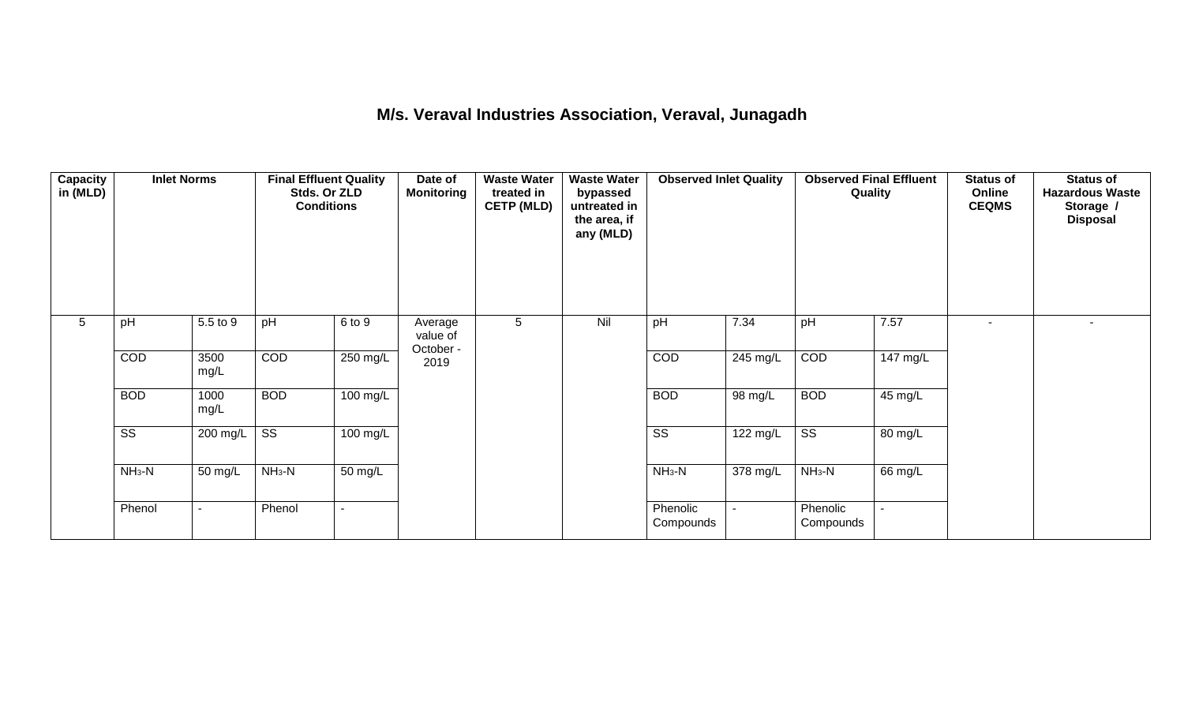# M/s. Veraval Industries Association, Veraval, Junagadh

| Capacity in (MLD) | Inlet Norms | | Final Effluent Quality Stds. Or ZLD Conditions | | Date of Monitoring | Waste Water treated in CETP (MLD) | Waste Water bypassed untreated in the area, if any (MLD) | Observed Inlet Quality | | Observed Final Effluent Quality | | Status of Online CEQMS | Status of Hazardous Waste Storage / Disposal |
|---|---|---|---|---|---|---|---|---|---|---|---|---|---|
| 5 | pH | 5.5 to 9 | pH | 6 to 9 | Average value of October - 2019 | 5 | Nil | pH | 7.34 | pH | 7.57 | - | - |
| | COD | 3500 mg/L | COD | 250 mg/L | | | | COD | 245 mg/L | COD | 147 mg/L | | |
| | BOD | 1000 mg/L | BOD | 100 mg/L | | | | BOD | 98 mg/L | BOD | 45 mg/L | | |
| | SS | 200 mg/L | SS | 100 mg/L | | | | SS | 122 mg/L | SS | 80 mg/L | | |
| | $NH_3$-N | 50 mg/L | $NH_3$-N | 50 mg/L | | | | $NH_3$-N | 378 mg/L | $NH_3$-N | 66 mg/L | | |
| | Phenol | - | Phenol | - | | | | Phenolic Compounds | - | Phenolic Compounds | - | | |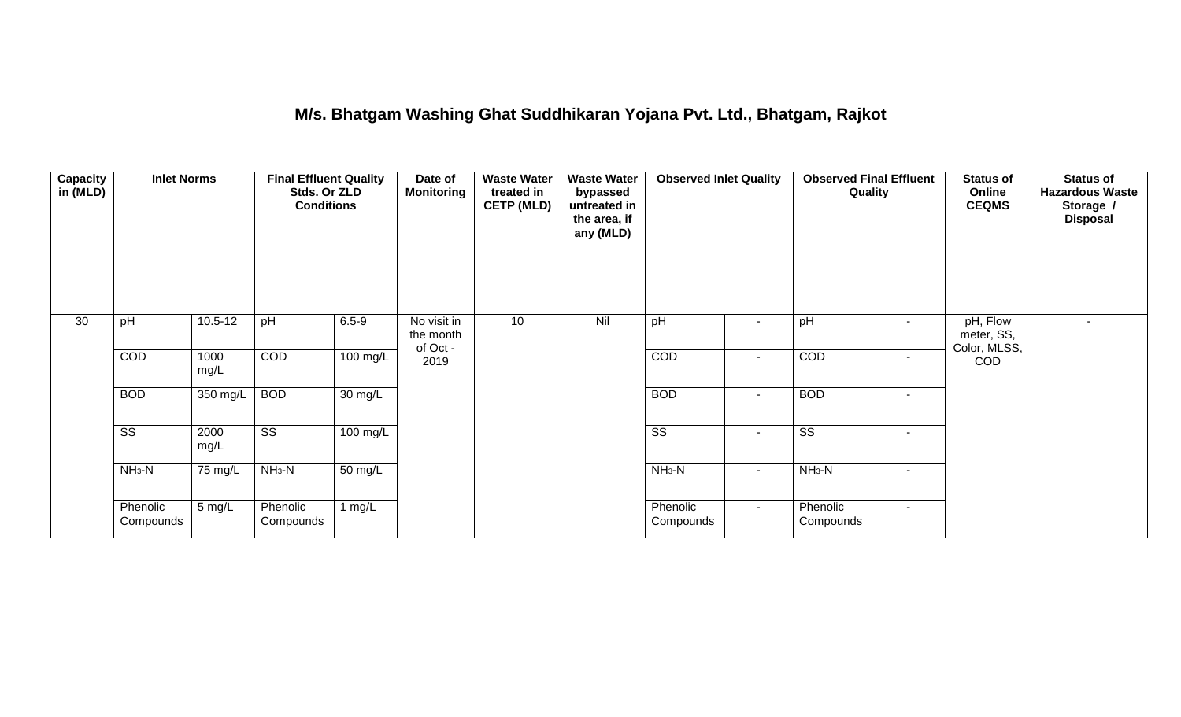## M/s. Bhatgam Washing Ghat Suddhikaran Yojana Pvt. Ltd., Bhatgam, Rajkot

| Capacity in (MLD) | Inlet Norms | | Final Effluent Quality Stds. Or ZLD Conditions | | Date of Monitoring | Waste Water treated in CETP (MLD) | Waste Water bypassed untreated in the area, if any (MLD) | Observed Inlet Quality | | Observed Final Effluent Quality | | Status of Online CEQMS | Status of Hazardous Waste Storage / Disposal |
|---|---|---|---|---|---|---|---|---|---|---|---|---|---|
| 30 | pH | 10.5-12 | pH | 6.5-9 | No visit in the month of Oct - 2019 | 10 | Nil | pH | - | pH | - | pH, Flow meter, SS, Color, MLSS, COD | - |
| | COD | 1000 mg/L | COD | 100 mg/L | | | | COD | - | COD | - | | |
| | BOD | 350 mg/L | BOD | 30 mg/L | | | | BOD | - | BOD | - | | |
| | SS | 2000 mg/L | SS | 100 mg/L | | | | SS | - | SS | - | | |
| | $NH_3$-N | 75 mg/L | $NH_3$-N | 50 mg/L | | | | $NH_3$-N | - | $NH_3$-N | - | | |
| | Phenolic Compounds | 5 mg/L | Phenolic Compounds | 1 mg/L | | | | Phenolic Compounds | - | Phenolic Compounds | - | | |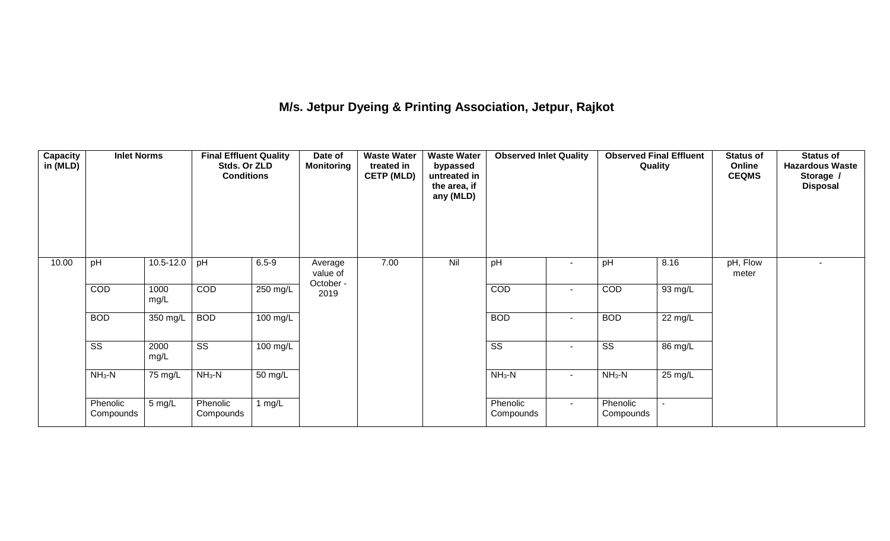# M/s. Jetpur Dyeing & Printing Association, Jetpur, Rajkot

| Capacity in (MLD) | Inlet Norms | | Final Effluent Quality Stds. Or ZLD Conditions | | Date of Monitoring | Waste Water treated in CETP (MLD) | Waste Water bypassed untreated in the area, if any (MLD) | Observed Inlet Quality | | Observed Final Effluent Quality | | Status of Online CEQMS | Status of Hazardous Waste Storage / Disposal |
|---|---|---|---|---|---|---|---|---|---|---|---|---|---|
| 10.00 | pH | 10.5-12.0 | pH | 6.5-9 | Average value of October - 2019 | 7.00 | Nil | pH | - | pH | 8.16 | pH, Flow meter | - |
| | COD | 1000 mg/L | COD | 250 mg/L | | | | COD | - | COD | 93 mg/L | | |
| | BOD | 350 mg/L | BOD | 100 mg/L | | | | BOD | - | BOD | 22 mg/L | | |
| | SS | 2000 mg/L | SS | 100 mg/L | | | | SS | - | SS | 86 mg/L | | |
| | $NH_3$-N | 75 mg/L | $NH_3$-N | 50 mg/L | | | | $NH_3$-N | - | $NH_3$-N | 25 mg/L | | |
| | Phenolic Compounds | 5 mg/L | Phenolic Compounds | 1 mg/L | | | | Phenolic Compounds | - | Phenolic Compounds | - | | |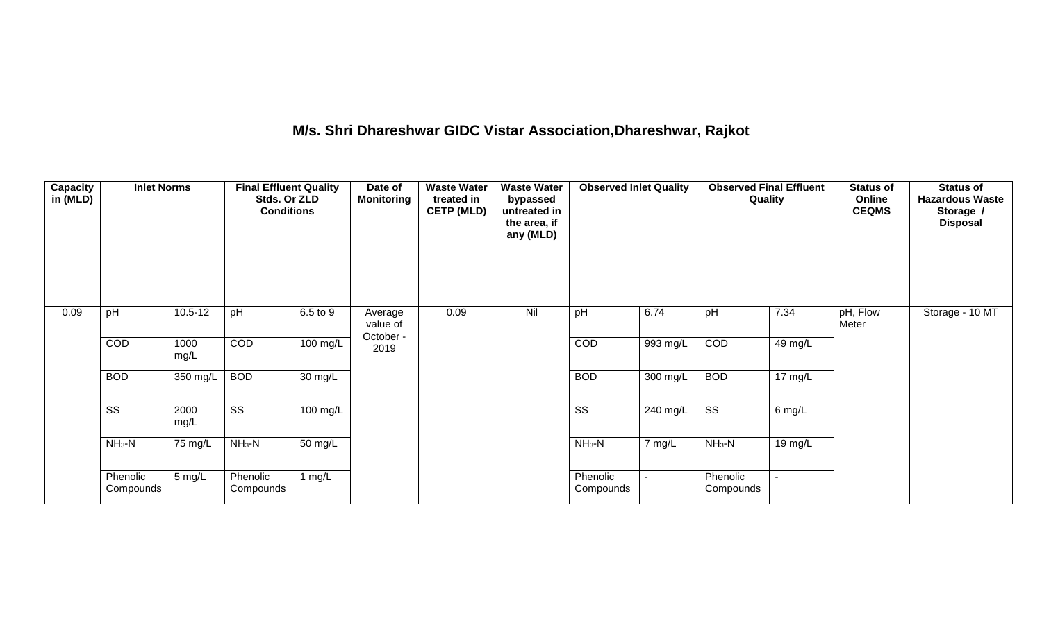# M/s. Shri Dhareshwar GIDC Vistar Association,Dhareshwar, Rajkot

| Capacity in (MLD) | Inlet Norms | | Final Effluent Quality Stds. Or ZLD Conditions | | Date of Monitoring | Waste Water treated in CETP (MLD) | Waste Water bypassed untreated in the area, if any (MLD) | Observed Inlet Quality | | Observed Final Effluent Quality | | Status of Online CEQMS | Status of Hazardous Waste Storage / Disposal |
|---|---|---|---|---|---|---|---|---|---|---|---|---|---|
| 0.09 | pH | 10.5-12 | pH | 6.5 to 9 | Average value of October - 2019 | 0.09 | Nil | pH | 6.74 | pH | 7.34 | pH, Flow Meter | Storage - 10 MT |
| | COD | 1000 mg/L | COD | 100 mg/L | | | | COD | 993 mg/L | COD | 49 mg/L | | |
| | BOD | 350 mg/L | BOD | 30 mg/L | | | | BOD | 300 mg/L | BOD | 17 mg/L | | |
| | SS | 2000 mg/L | SS | 100 mg/L | | | | SS | 240 mg/L | SS | 6 mg/L | | |
| | $NH_3$-N | 75 mg/L | $NH_3$-N | 50 mg/L | | | | $NH_3$-N | 7 mg/L | $NH_3$-N | 19 mg/L | | |
| | Phenolic Compounds | 5 mg/L | Phenolic Compounds | 1 mg/L | | | | Phenolic Compounds | - | Phenolic Compounds | - | | |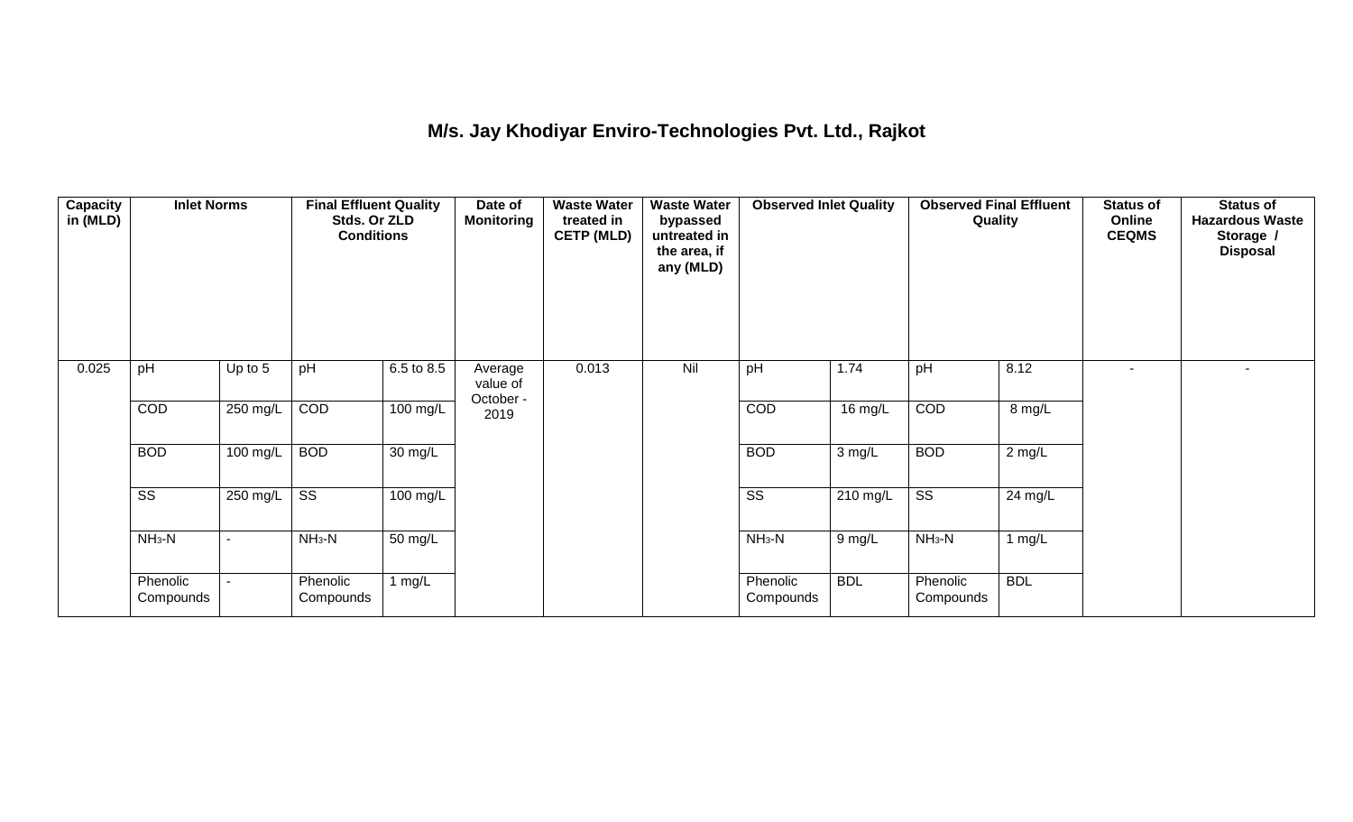## M/s. Jay Khodiyar Enviro-Technologies Pvt. Ltd., Rajkot

| Capacity in (MLD) | Inlet Norms | | Final Effluent Quality Stds. Or ZLD Conditions | | Date of Monitoring | Waste Water treated in CETP (MLD) | Waste Water bypassed untreated in the area, if any (MLD) | Observed Inlet Quality | | Observed Final Effluent Quality | | Status of Online CEQMS | Status of Hazardous Waste Storage / Disposal |
|---|---|---|---|---|---|---|---|---|---|---|---|---|---|
| 0.025 | pH | Up to 5 | pH | 6.5 to 8.5 | Average value of October - 2019 | 0.013 | Nil | pH | 1.74 | pH | 8.12 | - | - |
| | COD | 250 mg/L | COD | 100 mg/L | | | | COD | 16 mg/L | COD | 8 mg/L | | |
| | BOD | 100 mg/L | BOD | 30 mg/L | | | | BOD | 3 mg/L | BOD | 2 mg/L | | |
| | SS | 250 mg/L | SS | 100 mg/L | | | | SS | 210 mg/L | SS | 24 mg/L | | |
| | $NH_3$-N | - | $NH_3$-N | 50 mg/L | | | | $NH_3$-N | 9 mg/L | $NH_3$-N | 1 mg/L | | |
| | Phenolic Compounds | - | Phenolic Compounds | 1 mg/L | | | | Phenolic Compounds | BDL | Phenolic Compounds | BDL | | |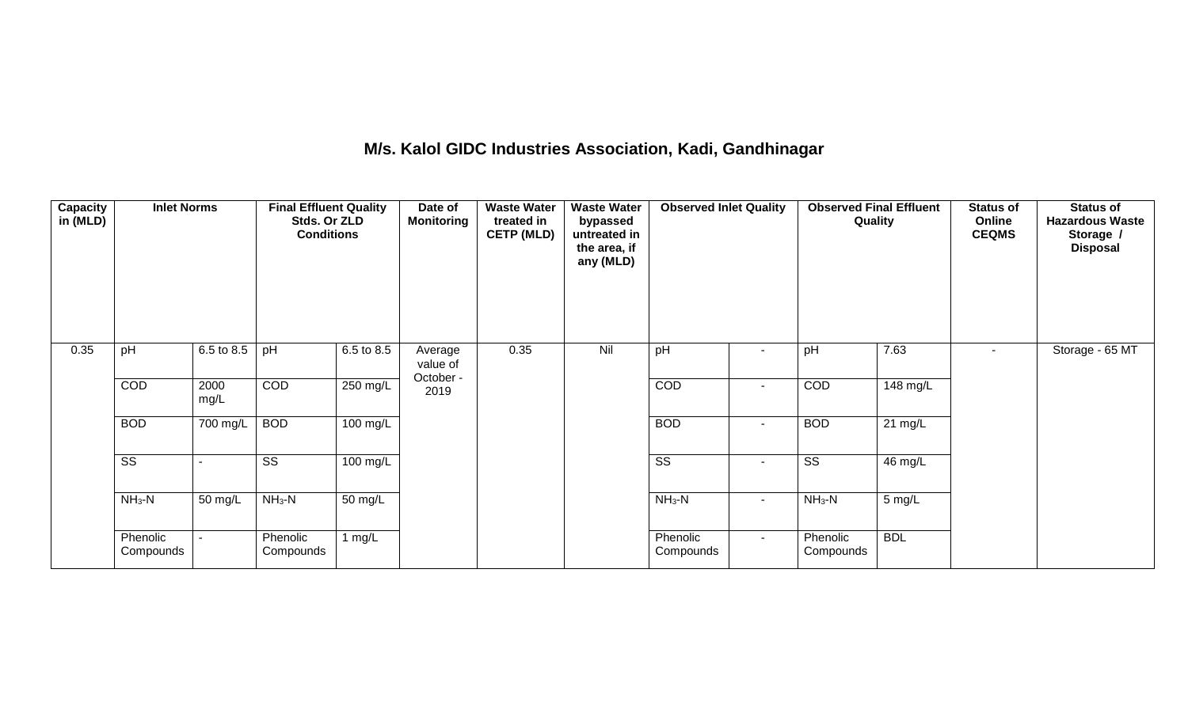## M/s. Kalol GIDC Industries Association, Kadi, Gandhinagar

| Capacity in (MLD) | Inlet Norms | | Final Effluent Quality Stds. Or ZLD Conditions | | Date of Monitoring | Waste Water treated in CETP (MLD) | Waste Water bypassed untreated in the area, if any (MLD) | Observed Inlet Quality | | Observed Final Effluent Quality | | Status of Online CEQMS | Status of Hazardous Waste Storage / Disposal |
|---|---|---|---|---|---|---|---|---|---|---|---|---|---|
| 0.35 | pH | 6.5 to 8.5 | pH | 6.5 to 8.5 | Average value of October - 2019 | 0.35 | Nil | pH | - | pH | 7.63 | - | Storage - 65 MT |
| | COD | 2000 mg/L | COD | 250 mg/L | | | | COD | - | COD | 148 mg/L | | |
| | BOD | 700 mg/L | BOD | 100 mg/L | | | | BOD | - | BOD | 21 mg/L | | |
| | SS | - | SS | 100 mg/L | | | | SS | - | SS | 46 mg/L | | |
| | $NH_3$-N | 50 mg/L | $NH_3$-N | 50 mg/L | | | | $NH_3$-N | - | $NH_3$-N | 5 mg/L | | |
| | Phenolic Compounds | - | Phenolic Compounds | 1 mg/L | | | | Phenolic Compounds | - | Phenolic Compounds | BDL | | |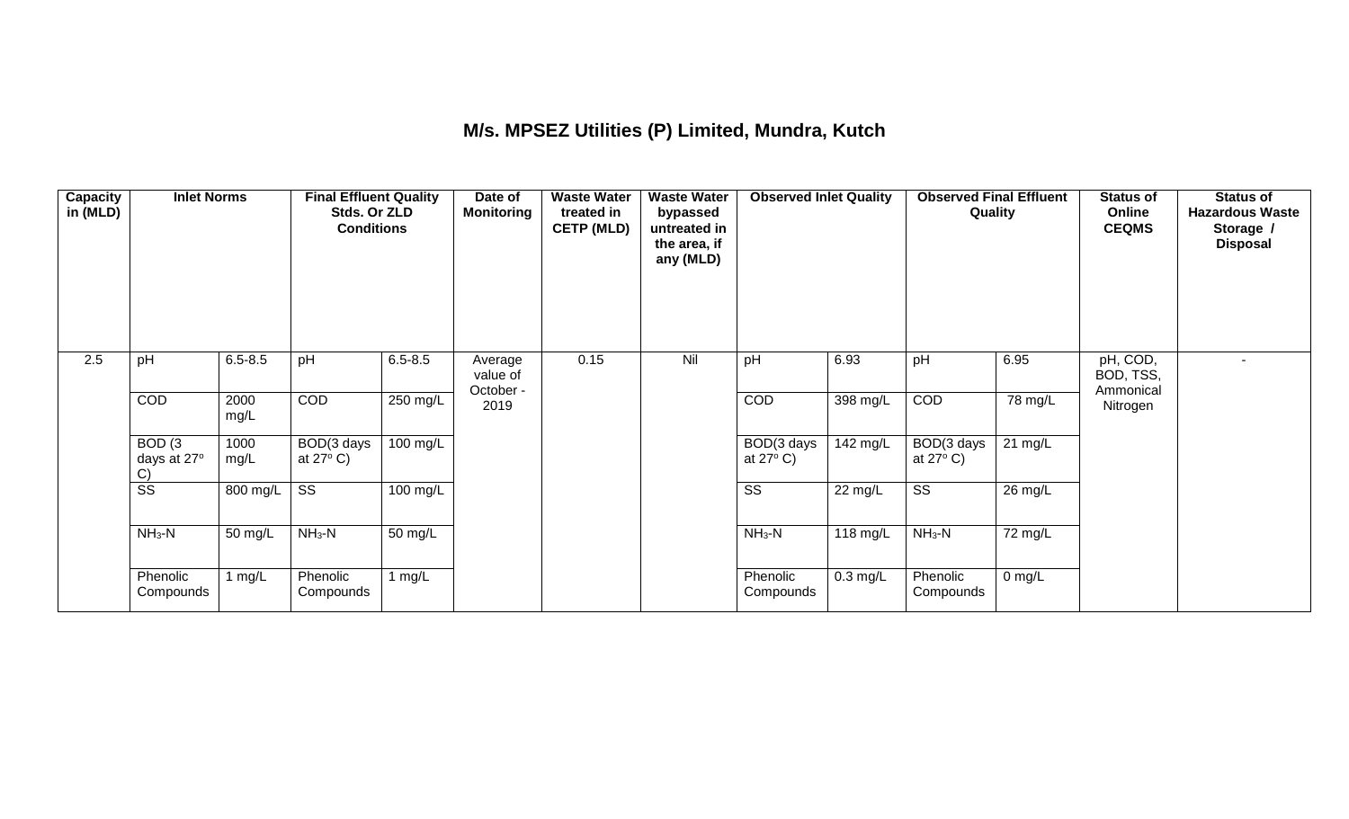# M/s. MPSEZ Utilities (P) Limited, Mundra, Kutch

| Capacity in (MLD) | Inlet Norms | | Final Effluent Quality Stds. Or ZLD Conditions | | Date of Monitoring | Waste Water treated in CETP (MLD) | Waste Water bypassed untreated in the area, if any (MLD) | Observed Inlet Quality | | Observed Final Effluent Quality | | Status of Online CEQMS | Status of Hazardous Waste Storage / Disposal |
|---|---|---|---|---|---|---|---|---|---|---|---|---|---|
| 2.5 | pH | 6.5-8.5 | pH | 6.5-8.5 | Average value of October - 2019 | 0.15 | Nil | pH | 6.93 | pH | 6.95 | pH, COD, BOD, TSS, Ammonical Nitrogen | - |
| | COD | 2000 mg/L | COD | 250 mg/L | | | | COD | 398 mg/L | COD | 78 mg/L | | |
| | BOD (3 days at 27° C) | 1000 mg/L | BOD(3 days at 27° C) | 100 mg/L | | | | BOD(3 days at 27° C) | 142 mg/L | BOD(3 days at 27° C) | 21 mg/L | | |
| | SS | 800 mg/L | SS | 100 mg/L | | | | SS | 22 mg/L | SS | 26 mg/L | | |
| | $NH_3$-N | 50 mg/L | $NH_3$-N | 50 mg/L | | | | $NH_3$-N | 118 mg/L | $NH_3$-N | 72 mg/L | | |
| | Phenolic Compounds | 1 mg/L | Phenolic Compounds | 1 mg/L | | | | Phenolic Compounds | 0.3 mg/L | Phenolic Compounds | 0 mg/L | | |